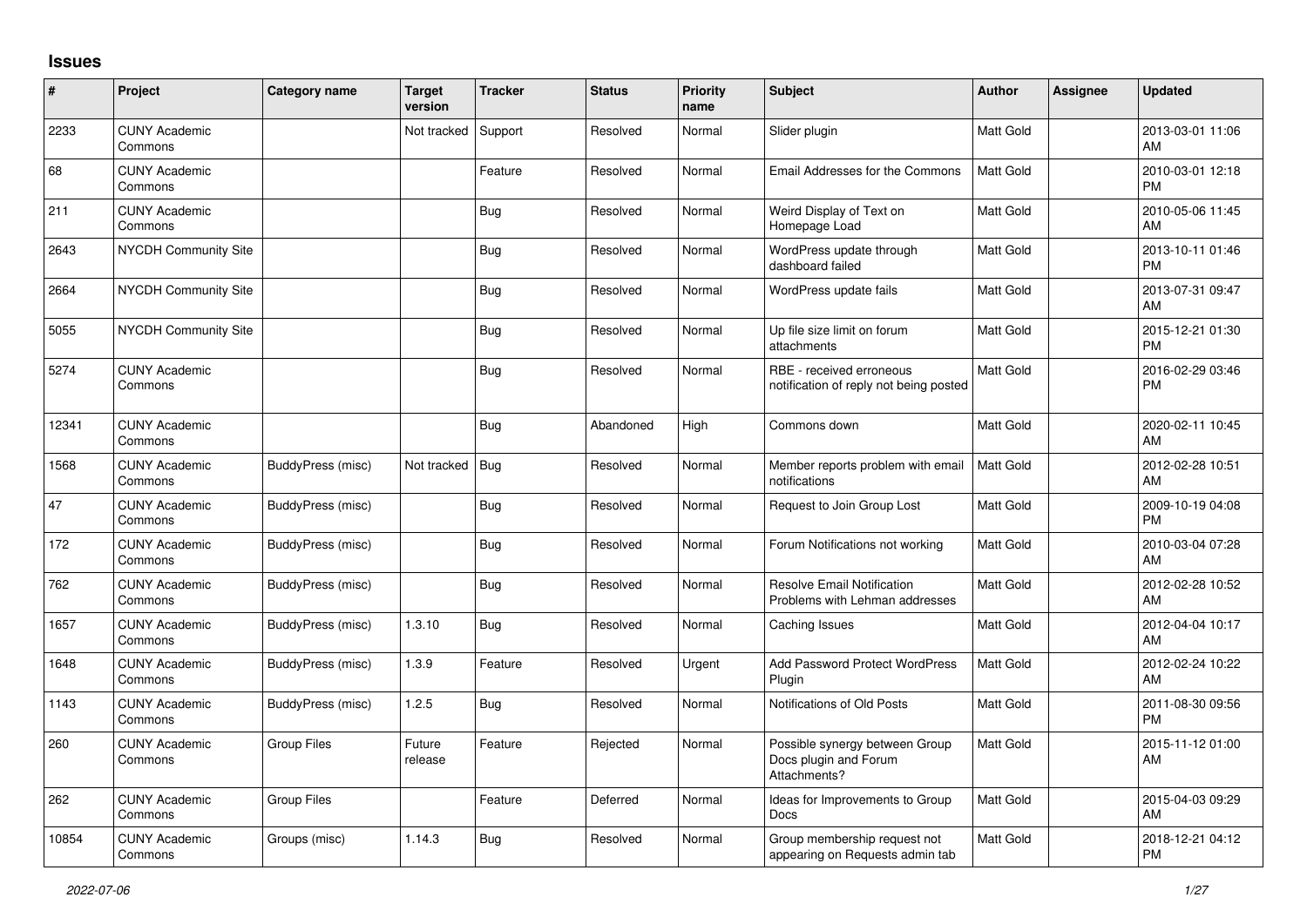# Issues

| # | Project | Category name | Target version | Tracker | Status | Priority name | Subject | Author | Assignee | Updated |
|---|---|---|---|---|---|---|---|---|---|---|
| 2233 | CUNY Academic Commons | | Not tracked | Support | Resolved | Normal | Slider plugin | Matt Gold | | 2013-03-01 11:06 AM |
| 68 | CUNY Academic Commons | | | Feature | Resolved | Normal | Email Addresses for the Commons | Matt Gold | | 2010-03-01 12:18 PM |
| 211 | CUNY Academic Commons | | | Bug | Resolved | Normal | Weird Display of Text on Homepage Load | Matt Gold | | 2010-05-06 11:45 AM |
| 2643 | NYCDH Community Site | | | Bug | Resolved | Normal | WordPress update through dashboard failed | Matt Gold | | 2013-10-11 01:46 PM |
| 2664 | NYCDH Community Site | | | Bug | Resolved | Normal | WordPress update fails | Matt Gold | | 2013-07-31 09:47 AM |
| 5055 | NYCDH Community Site | | | Bug | Resolved | Normal | Up file size limit on forum attachments | Matt Gold | | 2015-12-21 01:30 PM |
| 5274 | CUNY Academic Commons | | | Bug | Resolved | Normal | RBE - received erroneous notification of reply not being posted | Matt Gold | | 2016-02-29 03:46 PM |
| 12341 | CUNY Academic Commons | | | Bug | Abandoned | High | Commons down | Matt Gold | | 2020-02-11 10:45 AM |
| 1568 | CUNY Academic Commons | BuddyPress (misc) | Not tracked | Bug | Resolved | Normal | Member reports problem with email notifications | Matt Gold | | 2012-02-28 10:51 AM |
| 47 | CUNY Academic Commons | BuddyPress (misc) | | Bug | Resolved | Normal | Request to Join Group Lost | Matt Gold | | 2009-10-19 04:08 PM |
| 172 | CUNY Academic Commons | BuddyPress (misc) | | Bug | Resolved | Normal | Forum Notifications not working | Matt Gold | | 2010-03-04 07:28 AM |
| 762 | CUNY Academic Commons | BuddyPress (misc) | | Bug | Resolved | Normal | Resolve Email Notification Problems with Lehman addresses | Matt Gold | | 2012-02-28 10:52 AM |
| 1657 | CUNY Academic Commons | BuddyPress (misc) | 1.3.10 | Bug | Resolved | Normal | Caching Issues | Matt Gold | | 2012-04-04 10:17 AM |
| 1648 | CUNY Academic Commons | BuddyPress (misc) | 1.3.9 | Feature | Resolved | Urgent | Add Password Protect WordPress Plugin | Matt Gold | | 2012-02-24 10:22 AM |
| 1143 | CUNY Academic Commons | BuddyPress (misc) | 1.2.5 | Bug | Resolved | Normal | Notifications of Old Posts | Matt Gold | | 2011-08-30 09:56 PM |
| 260 | CUNY Academic Commons | Group Files | Future release | Feature | Rejected | Normal | Possible synergy between Group Docs plugin and Forum Attachments? | Matt Gold | | 2015-11-12 01:00 AM |
| 262 | CUNY Academic Commons | Group Files | | Feature | Deferred | Normal | Ideas for Improvements to Group Docs | Matt Gold | | 2015-04-03 09:29 AM |
| 10854 | CUNY Academic Commons | Groups (misc) | 1.14.3 | Bug | Resolved | Normal | Group membership request not appearing on Requests admin tab | Matt Gold | | 2018-12-21 04:12 PM |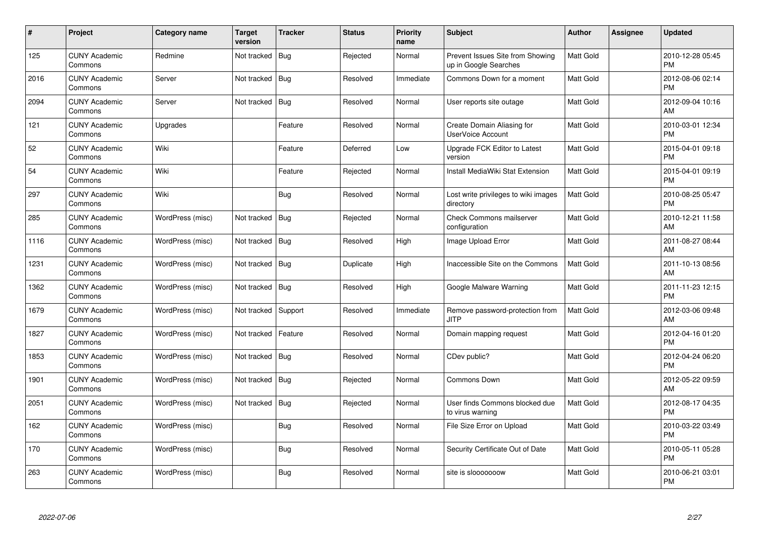| # | Project | Category name | Target version | Tracker | Status | Priority name | Subject | Author | Assignee | Updated |
|---|---|---|---|---|---|---|---|---|---|---|
| 125 | CUNY Academic Commons | Redmine | Not tracked | Bug | Rejected | Normal | Prevent Issues Site from Showing up in Google Searches | Matt Gold | | 2010-12-28 05:45 PM |
| 2016 | CUNY Academic Commons | Server | Not tracked | Bug | Resolved | Immediate | Commons Down for a moment | Matt Gold | | 2012-08-06 02:14 PM |
| 2094 | CUNY Academic Commons | Server | Not tracked | Bug | Resolved | Normal | User reports site outage | Matt Gold | | 2012-09-04 10:16 AM |
| 121 | CUNY Academic Commons | Upgrades | | Feature | Resolved | Normal | Create Domain Aliasing for UserVoice Account | Matt Gold | | 2010-03-01 12:34 PM |
| 52 | CUNY Academic Commons | Wiki | | Feature | Deferred | Low | Upgrade FCK Editor to Latest version | Matt Gold | | 2015-04-01 09:18 PM |
| 54 | CUNY Academic Commons | Wiki | | Feature | Rejected | Normal | Install MediaWiki Stat Extension | Matt Gold | | 2015-04-01 09:19 PM |
| 297 | CUNY Academic Commons | Wiki | | Bug | Resolved | Normal | Lost write privileges to wiki images directory | Matt Gold | | 2010-08-25 05:47 PM |
| 285 | CUNY Academic Commons | WordPress (misc) | Not tracked | Bug | Rejected | Normal | Check Commons mailserver configuration | Matt Gold | | 2010-12-21 11:58 AM |
| 1116 | CUNY Academic Commons | WordPress (misc) | Not tracked | Bug | Resolved | High | Image Upload Error | Matt Gold | | 2011-08-27 08:44 AM |
| 1231 | CUNY Academic Commons | WordPress (misc) | Not tracked | Bug | Duplicate | High | Inaccessible Site on the Commons | Matt Gold | | 2011-10-13 08:56 AM |
| 1362 | CUNY Academic Commons | WordPress (misc) | Not tracked | Bug | Resolved | High | Google Malware Warning | Matt Gold | | 2011-11-23 12:15 PM |
| 1679 | CUNY Academic Commons | WordPress (misc) | Not tracked | Support | Resolved | Immediate | Remove password-protection from JITP | Matt Gold | | 2012-03-06 09:48 AM |
| 1827 | CUNY Academic Commons | WordPress (misc) | Not tracked | Feature | Resolved | Normal | Domain mapping request | Matt Gold | | 2012-04-16 01:20 PM |
| 1853 | CUNY Academic Commons | WordPress (misc) | Not tracked | Bug | Resolved | Normal | CDev public? | Matt Gold | | 2012-04-24 06:20 PM |
| 1901 | CUNY Academic Commons | WordPress (misc) | Not tracked | Bug | Rejected | Normal | Commons Down | Matt Gold | | 2012-05-22 09:59 AM |
| 2051 | CUNY Academic Commons | WordPress (misc) | Not tracked | Bug | Rejected | Normal | User finds Commons blocked due to virus warning | Matt Gold | | 2012-08-17 04:35 PM |
| 162 | CUNY Academic Commons | WordPress (misc) | | Bug | Resolved | Normal | File Size Error on Upload | Matt Gold | | 2010-03-22 03:49 PM |
| 170 | CUNY Academic Commons | WordPress (misc) | | Bug | Resolved | Normal | Security Certificate Out of Date | Matt Gold | | 2010-05-11 05:28 PM |
| 263 | CUNY Academic Commons | WordPress (misc) | | Bug | Resolved | Normal | site is slooooooow | Matt Gold | | 2010-06-21 03:01 PM |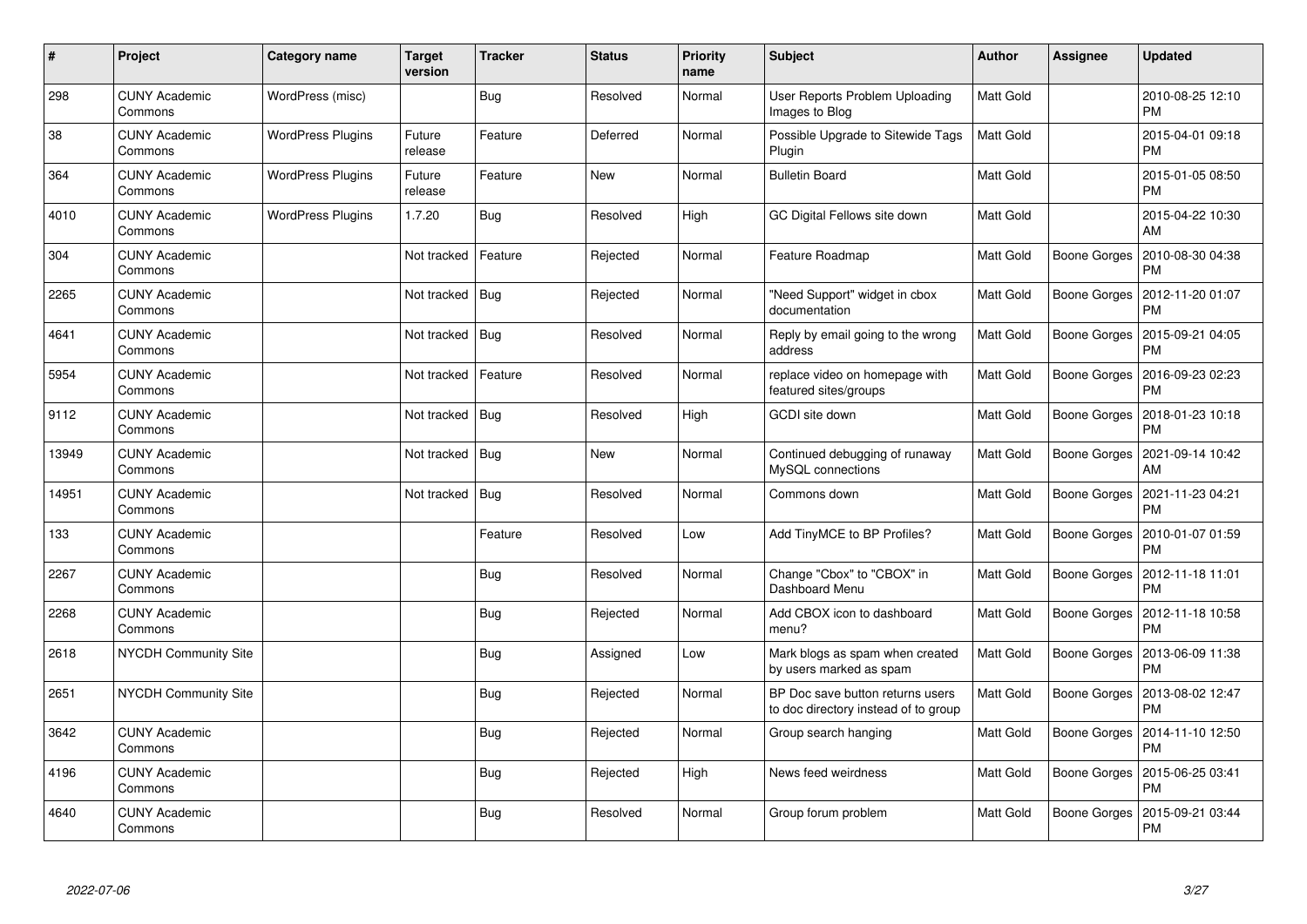| # | Project | Category name | Target version | Tracker | Status | Priority name | Subject | Author | Assignee | Updated |
|---|---|---|---|---|---|---|---|---|---|---|
| 298 | CUNY Academic Commons | WordPress (misc) | | Bug | Resolved | Normal | User Reports Problem Uploading Images to Blog | Matt Gold | | 2010-08-25 12:10 PM |
| 38 | CUNY Academic Commons | WordPress Plugins | Future release | Feature | Deferred | Normal | Possible Upgrade to Sitewide Tags Plugin | Matt Gold | | 2015-04-01 09:18 PM |
| 364 | CUNY Academic Commons | WordPress Plugins | Future release | Feature | New | Normal | Bulletin Board | Matt Gold | | 2015-01-05 08:50 PM |
| 4010 | CUNY Academic Commons | WordPress Plugins | 1.7.20 | Bug | Resolved | High | GC Digital Fellows site down | Matt Gold | | 2015-04-22 10:30 AM |
| 304 | CUNY Academic Commons | | Not tracked | Feature | Rejected | Normal | Feature Roadmap | Matt Gold | Boone Gorges | 2010-08-30 04:38 PM |
| 2265 | CUNY Academic Commons | | Not tracked | Bug | Rejected | Normal | "Need Support" widget in cbox documentation | Matt Gold | Boone Gorges | 2012-11-20 01:07 PM |
| 4641 | CUNY Academic Commons | | Not tracked | Bug | Resolved | Normal | Reply by email going to the wrong address | Matt Gold | Boone Gorges | 2015-09-21 04:05 PM |
| 5954 | CUNY Academic Commons | | Not tracked | Feature | Resolved | Normal | replace video on homepage with featured sites/groups | Matt Gold | Boone Gorges | 2016-09-23 02:23 PM |
| 9112 | CUNY Academic Commons | | Not tracked | Bug | Resolved | High | GCDI site down | Matt Gold | Boone Gorges | 2018-01-23 10:18 PM |
| 13949 | CUNY Academic Commons | | Not tracked | Bug | New | Normal | Continued debugging of runaway MySQL connections | Matt Gold | Boone Gorges | 2021-09-14 10:42 AM |
| 14951 | CUNY Academic Commons | | Not tracked | Bug | Resolved | Normal | Commons down | Matt Gold | Boone Gorges | 2021-11-23 04:21 PM |
| 133 | CUNY Academic Commons | | | Feature | Resolved | Low | Add TinyMCE to BP Profiles? | Matt Gold | Boone Gorges | 2010-01-07 01:59 PM |
| 2267 | CUNY Academic Commons | | | Bug | Resolved | Normal | Change "Cbox" to "CBOX" in Dashboard Menu | Matt Gold | Boone Gorges | 2012-11-18 11:01 PM |
| 2268 | CUNY Academic Commons | | | Bug | Rejected | Normal | Add CBOX icon to dashboard menu? | Matt Gold | Boone Gorges | 2012-11-18 10:58 PM |
| 2618 | NYCDH Community Site | | | Bug | Assigned | Low | Mark blogs as spam when created by users marked as spam | Matt Gold | Boone Gorges | 2013-06-09 11:38 PM |
| 2651 | NYCDH Community Site | | | Bug | Rejected | Normal | BP Doc save button returns users to doc directory instead of to group | Matt Gold | Boone Gorges | 2013-08-02 12:47 PM |
| 3642 | CUNY Academic Commons | | | Bug | Rejected | Normal | Group search hanging | Matt Gold | Boone Gorges | 2014-11-10 12:50 PM |
| 4196 | CUNY Academic Commons | | | Bug | Rejected | High | News feed weirdness | Matt Gold | Boone Gorges | 2015-06-25 03:41 PM |
| 4640 | CUNY Academic Commons | | | Bug | Resolved | Normal | Group forum problem | Matt Gold | Boone Gorges | 2015-09-21 03:44 PM |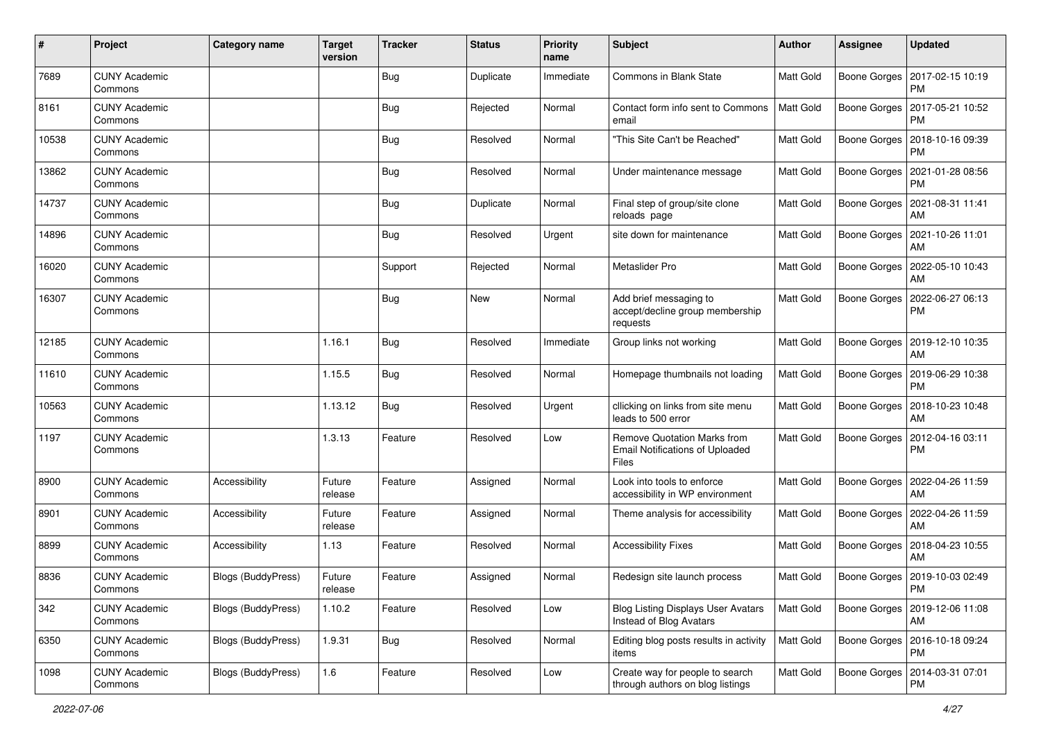| # | Project | Category name | Target version | Tracker | Status | Priority name | Subject | Author | Assignee | Updated |
|---|---|---|---|---|---|---|---|---|---|---|
| 7689 | CUNY Academic Commons | | | Bug | Duplicate | Immediate | Commons in Blank State | Matt Gold | Boone Gorges | 2017-02-15 10:19 PM |
| 8161 | CUNY Academic Commons | | | Bug | Rejected | Normal | Contact form info sent to Commons email | Matt Gold | Boone Gorges | 2017-05-21 10:52 PM |
| 10538 | CUNY Academic Commons | | | Bug | Resolved | Normal | "This Site Can't be Reached" | Matt Gold | Boone Gorges | 2018-10-16 09:39 PM |
| 13862 | CUNY Academic Commons | | | Bug | Resolved | Normal | Under maintenance message | Matt Gold | Boone Gorges | 2021-01-28 08:56 PM |
| 14737 | CUNY Academic Commons | | | Bug | Duplicate | Normal | Final step of group/site clone reloads page | Matt Gold | Boone Gorges | 2021-08-31 11:41 AM |
| 14896 | CUNY Academic Commons | | | Bug | Resolved | Urgent | site down for maintenance | Matt Gold | Boone Gorges | 2021-10-26 11:01 AM |
| 16020 | CUNY Academic Commons | | | Support | Rejected | Normal | Metaslider Pro | Matt Gold | Boone Gorges | 2022-05-10 10:43 AM |
| 16307 | CUNY Academic Commons | | | Bug | New | Normal | Add brief messaging to accept/decline group membership requests | Matt Gold | Boone Gorges | 2022-06-27 06:13 PM |
| 12185 | CUNY Academic Commons | | 1.16.1 | Bug | Resolved | Immediate | Group links not working | Matt Gold | Boone Gorges | 2019-12-10 10:35 AM |
| 11610 | CUNY Academic Commons | | 1.15.5 | Bug | Resolved | Normal | Homepage thumbnails not loading | Matt Gold | Boone Gorges | 2019-06-29 10:38 PM |
| 10563 | CUNY Academic Commons | | 1.13.12 | Bug | Resolved | Urgent | cllicking on links from site menu leads to 500 error | Matt Gold | Boone Gorges | 2018-10-23 10:48 AM |
| 1197 | CUNY Academic Commons | | 1.3.13 | Feature | Resolved | Low | Remove Quotation Marks from Email Notifications of Uploaded Files | Matt Gold | Boone Gorges | 2012-04-16 03:11 PM |
| 8900 | CUNY Academic Commons | Accessibility | Future release | Feature | Assigned | Normal | Look into tools to enforce accessibility in WP environment | Matt Gold | Boone Gorges | 2022-04-26 11:59 AM |
| 8901 | CUNY Academic Commons | Accessibility | Future release | Feature | Assigned | Normal | Theme analysis for accessibility | Matt Gold | Boone Gorges | 2022-04-26 11:59 AM |
| 8899 | CUNY Academic Commons | Accessibility | 1.13 | Feature | Resolved | Normal | Accessibility Fixes | Matt Gold | Boone Gorges | 2018-04-23 10:55 AM |
| 8836 | CUNY Academic Commons | Blogs (BuddyPress) | Future release | Feature | Assigned | Normal | Redesign site launch process | Matt Gold | Boone Gorges | 2019-10-03 02:49 PM |
| 342 | CUNY Academic Commons | Blogs (BuddyPress) | 1.10.2 | Feature | Resolved | Low | Blog Listing Displays User Avatars Instead of Blog Avatars | Matt Gold | Boone Gorges | 2019-12-06 11:08 AM |
| 6350 | CUNY Academic Commons | Blogs (BuddyPress) | 1.9.31 | Bug | Resolved | Normal | Editing blog posts results in activity items | Matt Gold | Boone Gorges | 2016-10-18 09:24 PM |
| 1098 | CUNY Academic Commons | Blogs (BuddyPress) | 1.6 | Feature | Resolved | Low | Create way for people to search through authors on blog listings | Matt Gold | Boone Gorges | 2014-03-31 07:01 PM |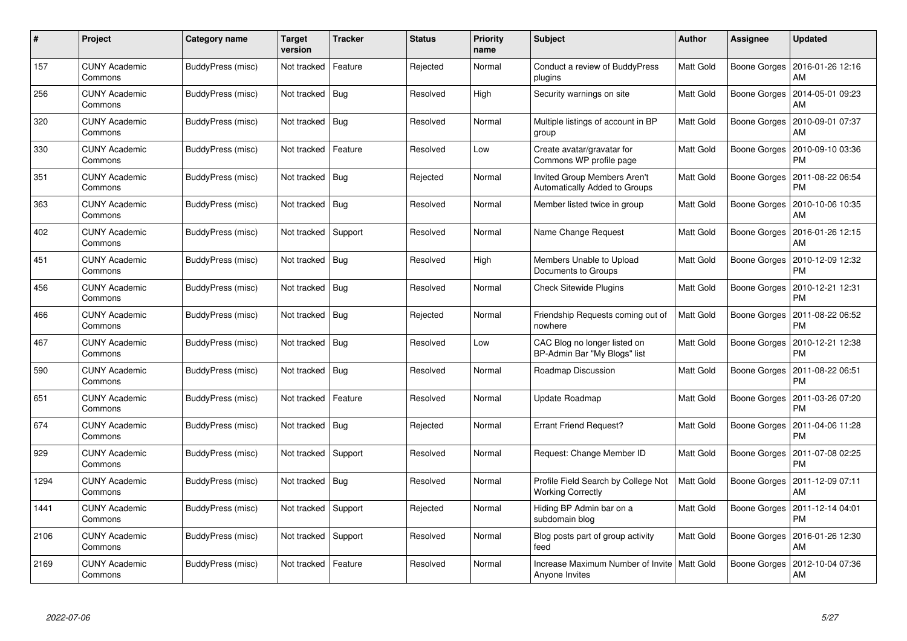| # | Project | Category name | Target version | Tracker | Status | Priority name | Subject | Author | Assignee | Updated |
|---|---|---|---|---|---|---|---|---|---|---|
| 157 | CUNY Academic Commons | BuddyPress (misc) | Not tracked | Feature | Rejected | Normal | Conduct a review of BuddyPress plugins | Matt Gold | Boone Gorges | 2016-01-26 12:16 AM |
| 256 | CUNY Academic Commons | BuddyPress (misc) | Not tracked | Bug | Resolved | High | Security warnings on site | Matt Gold | Boone Gorges | 2014-05-01 09:23 AM |
| 320 | CUNY Academic Commons | BuddyPress (misc) | Not tracked | Bug | Resolved | Normal | Multiple listings of account in BP group | Matt Gold | Boone Gorges | 2010-09-01 07:37 AM |
| 330 | CUNY Academic Commons | BuddyPress (misc) | Not tracked | Feature | Resolved | Low | Create avatar/gravatar for Commons WP profile page | Matt Gold | Boone Gorges | 2010-09-10 03:36 PM |
| 351 | CUNY Academic Commons | BuddyPress (misc) | Not tracked | Bug | Rejected | Normal | Invited Group Members Aren't Automatically Added to Groups | Matt Gold | Boone Gorges | 2011-08-22 06:54 PM |
| 363 | CUNY Academic Commons | BuddyPress (misc) | Not tracked | Bug | Resolved | Normal | Member listed twice in group | Matt Gold | Boone Gorges | 2010-10-06 10:35 AM |
| 402 | CUNY Academic Commons | BuddyPress (misc) | Not tracked | Support | Resolved | Normal | Name Change Request | Matt Gold | Boone Gorges | 2016-01-26 12:15 AM |
| 451 | CUNY Academic Commons | BuddyPress (misc) | Not tracked | Bug | Resolved | High | Members Unable to Upload Documents to Groups | Matt Gold | Boone Gorges | 2010-12-09 12:32 PM |
| 456 | CUNY Academic Commons | BuddyPress (misc) | Not tracked | Bug | Resolved | Normal | Check Sitewide Plugins | Matt Gold | Boone Gorges | 2010-12-21 12:31 PM |
| 466 | CUNY Academic Commons | BuddyPress (misc) | Not tracked | Bug | Rejected | Normal | Friendship Requests coming out of nowhere | Matt Gold | Boone Gorges | 2011-08-22 06:52 PM |
| 467 | CUNY Academic Commons | BuddyPress (misc) | Not tracked | Bug | Resolved | Low | CAC Blog no longer listed on BP-Admin Bar "My Blogs" list | Matt Gold | Boone Gorges | 2010-12-21 12:38 PM |
| 590 | CUNY Academic Commons | BuddyPress (misc) | Not tracked | Bug | Resolved | Normal | Roadmap Discussion | Matt Gold | Boone Gorges | 2011-08-22 06:51 PM |
| 651 | CUNY Academic Commons | BuddyPress (misc) | Not tracked | Feature | Resolved | Normal | Update Roadmap | Matt Gold | Boone Gorges | 2011-03-26 07:20 PM |
| 674 | CUNY Academic Commons | BuddyPress (misc) | Not tracked | Bug | Rejected | Normal | Errant Friend Request? | Matt Gold | Boone Gorges | 2011-04-06 11:28 PM |
| 929 | CUNY Academic Commons | BuddyPress (misc) | Not tracked | Support | Resolved | Normal | Request: Change Member ID | Matt Gold | Boone Gorges | 2011-07-08 02:25 PM |
| 1294 | CUNY Academic Commons | BuddyPress (misc) | Not tracked | Bug | Resolved | Normal | Profile Field Search by College Not Working Correctly | Matt Gold | Boone Gorges | 2011-12-09 07:11 AM |
| 1441 | CUNY Academic Commons | BuddyPress (misc) | Not tracked | Support | Rejected | Normal | Hiding BP Admin bar on a subdomain blog | Matt Gold | Boone Gorges | 2011-12-14 04:01 PM |
| 2106 | CUNY Academic Commons | BuddyPress (misc) | Not tracked | Support | Resolved | Normal | Blog posts part of group activity feed | Matt Gold | Boone Gorges | 2016-01-26 12:30 AM |
| 2169 | CUNY Academic Commons | BuddyPress (misc) | Not tracked | Feature | Resolved | Normal | Increase Maximum Number of Invite Anyone Invites | Matt Gold | Boone Gorges | 2012-10-04 07:36 AM |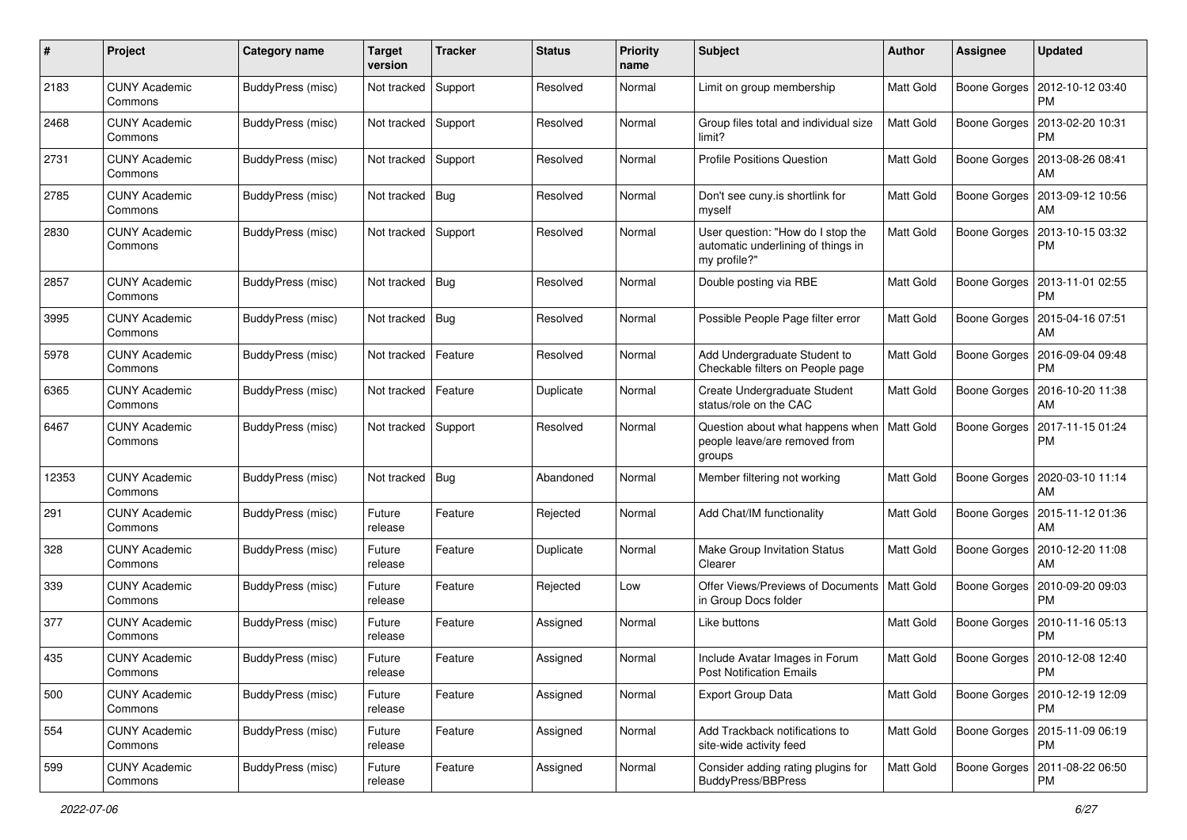| # | Project | Category name | Target version | Tracker | Status | Priority name | Subject | Author | Assignee | Updated |
|---|---|---|---|---|---|---|---|---|---|---|
| 2183 | CUNY Academic Commons | BuddyPress (misc) | Not tracked | Support | Resolved | Normal | Limit on group membership | Matt Gold | Boone Gorges | 2012-10-12 03:40 PM |
| 2468 | CUNY Academic Commons | BuddyPress (misc) | Not tracked | Support | Resolved | Normal | Group files total and individual size limit? | Matt Gold | Boone Gorges | 2013-02-20 10:31 PM |
| 2731 | CUNY Academic Commons | BuddyPress (misc) | Not tracked | Support | Resolved | Normal | Profile Positions Question | Matt Gold | Boone Gorges | 2013-08-26 08:41 AM |
| 2785 | CUNY Academic Commons | BuddyPress (misc) | Not tracked | Bug | Resolved | Normal | Don't see cuny.is shortlink for myself | Matt Gold | Boone Gorges | 2013-09-12 10:56 AM |
| 2830 | CUNY Academic Commons | BuddyPress (misc) | Not tracked | Support | Resolved | Normal | User question: "How do I stop the automatic underlining of things in my profile?" | Matt Gold | Boone Gorges | 2013-10-15 03:32 PM |
| 2857 | CUNY Academic Commons | BuddyPress (misc) | Not tracked | Bug | Resolved | Normal | Double posting via RBE | Matt Gold | Boone Gorges | 2013-11-01 02:55 PM |
| 3995 | CUNY Academic Commons | BuddyPress (misc) | Not tracked | Bug | Resolved | Normal | Possible People Page filter error | Matt Gold | Boone Gorges | 2015-04-16 07:51 AM |
| 5978 | CUNY Academic Commons | BuddyPress (misc) | Not tracked | Feature | Resolved | Normal | Add Undergraduate Student to Checkable filters on People page | Matt Gold | Boone Gorges | 2016-09-04 09:48 PM |
| 6365 | CUNY Academic Commons | BuddyPress (misc) | Not tracked | Feature | Duplicate | Normal | Create Undergraduate Student status/role on the CAC | Matt Gold | Boone Gorges | 2016-10-20 11:38 AM |
| 6467 | CUNY Academic Commons | BuddyPress (misc) | Not tracked | Support | Resolved | Normal | Question about what happens when people leave/are removed from groups | Matt Gold | Boone Gorges | 2017-11-15 01:24 PM |
| 12353 | CUNY Academic Commons | BuddyPress (misc) | Not tracked | Bug | Abandoned | Normal | Member filtering not working | Matt Gold | Boone Gorges | 2020-03-10 11:14 AM |
| 291 | CUNY Academic Commons | BuddyPress (misc) | Future release | Feature | Rejected | Normal | Add Chat/IM functionality | Matt Gold | Boone Gorges | 2015-11-12 01:36 AM |
| 328 | CUNY Academic Commons | BuddyPress (misc) | Future release | Feature | Duplicate | Normal | Make Group Invitation Status Clearer | Matt Gold | Boone Gorges | 2010-12-20 11:08 AM |
| 339 | CUNY Academic Commons | BuddyPress (misc) | Future release | Feature | Rejected | Low | Offer Views/Previews of Documents in Group Docs folder | Matt Gold | Boone Gorges | 2010-09-20 09:03 PM |
| 377 | CUNY Academic Commons | BuddyPress (misc) | Future release | Feature | Assigned | Normal | Like buttons | Matt Gold | Boone Gorges | 2010-11-16 05:13 PM |
| 435 | CUNY Academic Commons | BuddyPress (misc) | Future release | Feature | Assigned | Normal | Include Avatar Images in Forum Post Notification Emails | Matt Gold | Boone Gorges | 2010-12-08 12:40 PM |
| 500 | CUNY Academic Commons | BuddyPress (misc) | Future release | Feature | Assigned | Normal | Export Group Data | Matt Gold | Boone Gorges | 2010-12-19 12:09 PM |
| 554 | CUNY Academic Commons | BuddyPress (misc) | Future release | Feature | Assigned | Normal | Add Trackback notifications to site-wide activity feed | Matt Gold | Boone Gorges | 2015-11-09 06:19 PM |
| 599 | CUNY Academic Commons | BuddyPress (misc) | Future release | Feature | Assigned | Normal | Consider adding rating plugins for BuddyPress/BBPress | Matt Gold | Boone Gorges | 2011-08-22 06:50 PM |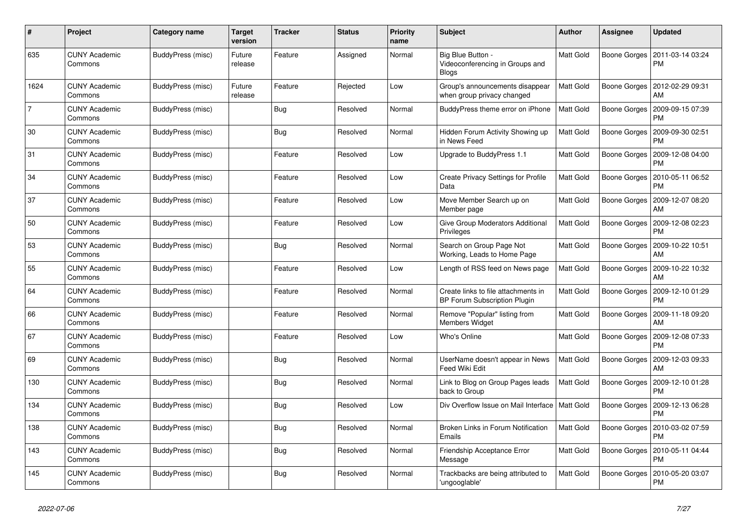| # | Project | Category name | Target version | Tracker | Status | Priority name | Subject | Author | Assignee | Updated |
|---|---|---|---|---|---|---|---|---|---|---|
| 635 | CUNY Academic Commons | BuddyPress (misc) | Future release | Feature | Assigned | Normal | Big Blue Button - Videoconferencing in Groups and Blogs | Matt Gold | Boone Gorges | 2011-03-14 03:24 PM |
| 1624 | CUNY Academic Commons | BuddyPress (misc) | Future release | Feature | Rejected | Low | Group's announcements disappear when group privacy changed | Matt Gold | Boone Gorges | 2012-02-29 09:31 AM |
| 7 | CUNY Academic Commons | BuddyPress (misc) | | Bug | Resolved | Normal | BuddyPress theme error on iPhone | Matt Gold | Boone Gorges | 2009-09-15 07:39 PM |
| 30 | CUNY Academic Commons | BuddyPress (misc) | | Bug | Resolved | Normal | Hidden Forum Activity Showing up in News Feed | Matt Gold | Boone Gorges | 2009-09-30 02:51 PM |
| 31 | CUNY Academic Commons | BuddyPress (misc) | | Feature | Resolved | Low | Upgrade to BuddyPress 1.1 | Matt Gold | Boone Gorges | 2009-12-08 04:00 PM |
| 34 | CUNY Academic Commons | BuddyPress (misc) | | Feature | Resolved | Low | Create Privacy Settings for Profile Data | Matt Gold | Boone Gorges | 2010-05-11 06:52 PM |
| 37 | CUNY Academic Commons | BuddyPress (misc) | | Feature | Resolved | Low | Move Member Search up on Member page | Matt Gold | Boone Gorges | 2009-12-07 08:20 AM |
| 50 | CUNY Academic Commons | BuddyPress (misc) | | Feature | Resolved | Low | Give Group Moderators Additional Privileges | Matt Gold | Boone Gorges | 2009-12-08 02:23 PM |
| 53 | CUNY Academic Commons | BuddyPress (misc) | | Bug | Resolved | Normal | Search on Group Page Not Working, Leads to Home Page | Matt Gold | Boone Gorges | 2009-10-22 10:51 AM |
| 55 | CUNY Academic Commons | BuddyPress (misc) | | Feature | Resolved | Low | Length of RSS feed on News page | Matt Gold | Boone Gorges | 2009-10-22 10:32 AM |
| 64 | CUNY Academic Commons | BuddyPress (misc) | | Feature | Resolved | Normal | Create links to file attachments in BP Forum Subscription Plugin | Matt Gold | Boone Gorges | 2009-12-10 01:29 PM |
| 66 | CUNY Academic Commons | BuddyPress (misc) | | Feature | Resolved | Normal | Remove "Popular" listing from Members Widget | Matt Gold | Boone Gorges | 2009-11-18 09:20 AM |
| 67 | CUNY Academic Commons | BuddyPress (misc) | | Feature | Resolved | Low | Who's Online | Matt Gold | Boone Gorges | 2009-12-08 07:33 PM |
| 69 | CUNY Academic Commons | BuddyPress (misc) | | Bug | Resolved | Normal | UserName doesn't appear in News Feed Wiki Edit | Matt Gold | Boone Gorges | 2009-12-03 09:33 AM |
| 130 | CUNY Academic Commons | BuddyPress (misc) | | Bug | Resolved | Normal | Link to Blog on Group Pages leads back to Group | Matt Gold | Boone Gorges | 2009-12-10 01:28 PM |
| 134 | CUNY Academic Commons | BuddyPress (misc) | | Bug | Resolved | Low | Div Overflow Issue on Mail Interface | Matt Gold | Boone Gorges | 2009-12-13 06:28 PM |
| 138 | CUNY Academic Commons | BuddyPress (misc) | | Bug | Resolved | Normal | Broken Links in Forum Notification Emails | Matt Gold | Boone Gorges | 2010-03-02 07:59 PM |
| 143 | CUNY Academic Commons | BuddyPress (misc) | | Bug | Resolved | Normal | Friendship Acceptance Error Message | Matt Gold | Boone Gorges | 2010-05-11 04:44 PM |
| 145 | CUNY Academic Commons | BuddyPress (misc) | | Bug | Resolved | Normal | Trackbacks are being attributed to 'ungooglable' | Matt Gold | Boone Gorges | 2010-05-20 03:07 PM |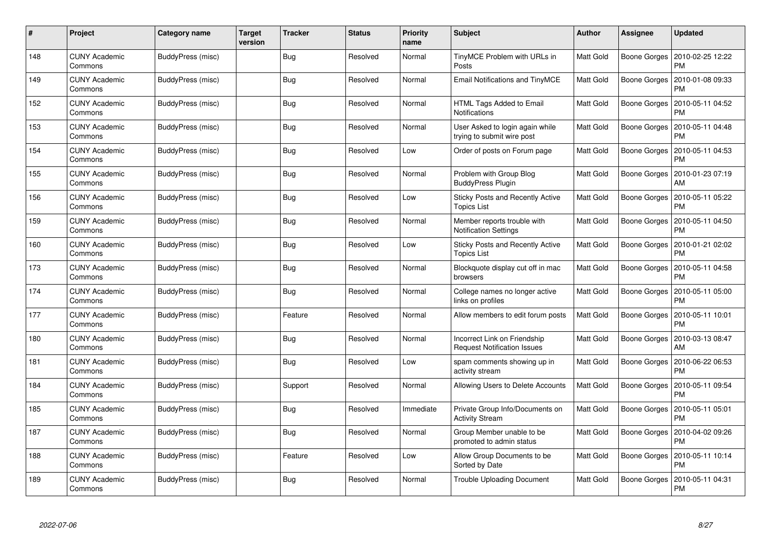| # | Project | Category name | Target version | Tracker | Status | Priority name | Subject | Author | Assignee | Updated |
|---|---|---|---|---|---|---|---|---|---|---|
| 148 | CUNY Academic Commons | BuddyPress (misc) | | Bug | Resolved | Normal | TinyMCE Problem with URLs in Posts | Matt Gold | Boone Gorges | 2010-02-25 12:22 PM |
| 149 | CUNY Academic Commons | BuddyPress (misc) | | Bug | Resolved | Normal | Email Notifications and TinyMCE | Matt Gold | Boone Gorges | 2010-01-08 09:33 PM |
| 152 | CUNY Academic Commons | BuddyPress (misc) | | Bug | Resolved | Normal | HTML Tags Added to Email Notifications | Matt Gold | Boone Gorges | 2010-05-11 04:52 PM |
| 153 | CUNY Academic Commons | BuddyPress (misc) | | Bug | Resolved | Normal | User Asked to login again while trying to submit wire post | Matt Gold | Boone Gorges | 2010-05-11 04:48 PM |
| 154 | CUNY Academic Commons | BuddyPress (misc) | | Bug | Resolved | Low | Order of posts on Forum page | Matt Gold | Boone Gorges | 2010-05-11 04:53 PM |
| 155 | CUNY Academic Commons | BuddyPress (misc) | | Bug | Resolved | Normal | Problem with Group Blog BuddyPress Plugin | Matt Gold | Boone Gorges | 2010-01-23 07:19 AM |
| 156 | CUNY Academic Commons | BuddyPress (misc) | | Bug | Resolved | Low | Sticky Posts and Recently Active Topics List | Matt Gold | Boone Gorges | 2010-05-11 05:22 PM |
| 159 | CUNY Academic Commons | BuddyPress (misc) | | Bug | Resolved | Normal | Member reports trouble with Notification Settings | Matt Gold | Boone Gorges | 2010-05-11 04:50 PM |
| 160 | CUNY Academic Commons | BuddyPress (misc) | | Bug | Resolved | Low | Sticky Posts and Recently Active Topics List | Matt Gold | Boone Gorges | 2010-01-21 02:02 PM |
| 173 | CUNY Academic Commons | BuddyPress (misc) | | Bug | Resolved | Normal | Blockquote display cut off in mac browsers | Matt Gold | Boone Gorges | 2010-05-11 04:58 PM |
| 174 | CUNY Academic Commons | BuddyPress (misc) | | Bug | Resolved | Normal | College names no longer active links on profiles | Matt Gold | Boone Gorges | 2010-05-11 05:00 PM |
| 177 | CUNY Academic Commons | BuddyPress (misc) | | Feature | Resolved | Normal | Allow members to edit forum posts | Matt Gold | Boone Gorges | 2010-05-11 10:01 PM |
| 180 | CUNY Academic Commons | BuddyPress (misc) | | Bug | Resolved | Normal | Incorrect Link on Friendship Request Notification Issues | Matt Gold | Boone Gorges | 2010-03-13 08:47 AM |
| 181 | CUNY Academic Commons | BuddyPress (misc) | | Bug | Resolved | Low | spam comments showing up in activity stream | Matt Gold | Boone Gorges | 2010-06-22 06:53 PM |
| 184 | CUNY Academic Commons | BuddyPress (misc) | | Support | Resolved | Normal | Allowing Users to Delete Accounts | Matt Gold | Boone Gorges | 2010-05-11 09:54 PM |
| 185 | CUNY Academic Commons | BuddyPress (misc) | | Bug | Resolved | Immediate | Private Group Info/Documents on Activity Stream | Matt Gold | Boone Gorges | 2010-05-11 05:01 PM |
| 187 | CUNY Academic Commons | BuddyPress (misc) | | Bug | Resolved | Normal | Group Member unable to be promoted to admin status | Matt Gold | Boone Gorges | 2010-04-02 09:26 PM |
| 188 | CUNY Academic Commons | BuddyPress (misc) | | Feature | Resolved | Low | Allow Group Documents to be Sorted by Date | Matt Gold | Boone Gorges | 2010-05-11 10:14 PM |
| 189 | CUNY Academic Commons | BuddyPress (misc) | | Bug | Resolved | Normal | Trouble Uploading Document | Matt Gold | Boone Gorges | 2010-05-11 04:31 PM |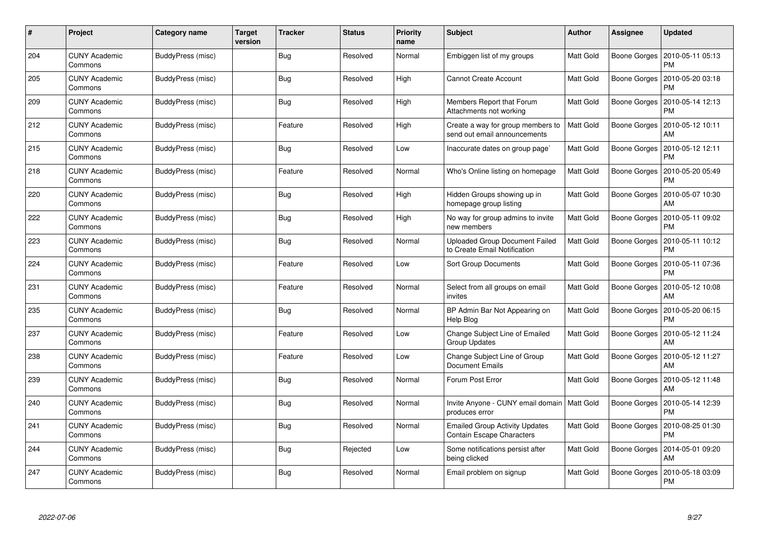| # | Project | Category name | Target version | Tracker | Status | Priority name | Subject | Author | Assignee | Updated |
|---|---|---|---|---|---|---|---|---|---|---|
| 204 | CUNY Academic Commons | BuddyPress (misc) | | Bug | Resolved | Normal | Embiggen list of my groups | Matt Gold | Boone Gorges | 2010-05-11 05:13 PM |
| 205 | CUNY Academic Commons | BuddyPress (misc) | | Bug | Resolved | High | Cannot Create Account | Matt Gold | Boone Gorges | 2010-05-20 03:18 PM |
| 209 | CUNY Academic Commons | BuddyPress (misc) | | Bug | Resolved | High | Members Report that Forum Attachments not working | Matt Gold | Boone Gorges | 2010-05-14 12:13 PM |
| 212 | CUNY Academic Commons | BuddyPress (misc) | | Feature | Resolved | High | Create a way for group members to send out email announcements | Matt Gold | Boone Gorges | 2010-05-12 10:11 AM |
| 215 | CUNY Academic Commons | BuddyPress (misc) | | Bug | Resolved | Low | Inaccurate dates on group page` | Matt Gold | Boone Gorges | 2010-05-12 12:11 PM |
| 218 | CUNY Academic Commons | BuddyPress (misc) | | Feature | Resolved | Normal | Who's Online listing on homepage | Matt Gold | Boone Gorges | 2010-05-20 05:49 PM |
| 220 | CUNY Academic Commons | BuddyPress (misc) | | Bug | Resolved | High | Hidden Groups showing up in homepage group listing | Matt Gold | Boone Gorges | 2010-05-07 10:30 AM |
| 222 | CUNY Academic Commons | BuddyPress (misc) | | Bug | Resolved | High | No way for group admins to invite new members | Matt Gold | Boone Gorges | 2010-05-11 09:02 PM |
| 223 | CUNY Academic Commons | BuddyPress (misc) | | Bug | Resolved | Normal | Uploaded Group Document Failed to Create Email Notification | Matt Gold | Boone Gorges | 2010-05-11 10:12 PM |
| 224 | CUNY Academic Commons | BuddyPress (misc) | | Feature | Resolved | Low | Sort Group Documents | Matt Gold | Boone Gorges | 2010-05-11 07:36 PM |
| 231 | CUNY Academic Commons | BuddyPress (misc) | | Feature | Resolved | Normal | Select from all groups on email invites | Matt Gold | Boone Gorges | 2010-05-12 10:08 AM |
| 235 | CUNY Academic Commons | BuddyPress (misc) | | Bug | Resolved | Normal | BP Admin Bar Not Appearing on Help Blog | Matt Gold | Boone Gorges | 2010-05-20 06:15 PM |
| 237 | CUNY Academic Commons | BuddyPress (misc) | | Feature | Resolved | Low | Change Subject Line of Emailed Group Updates | Matt Gold | Boone Gorges | 2010-05-12 11:24 AM |
| 238 | CUNY Academic Commons | BuddyPress (misc) | | Feature | Resolved | Low | Change Subject Line of Group Document Emails | Matt Gold | Boone Gorges | 2010-05-12 11:27 AM |
| 239 | CUNY Academic Commons | BuddyPress (misc) | | Bug | Resolved | Normal | Forum Post Error | Matt Gold | Boone Gorges | 2010-05-12 11:48 AM |
| 240 | CUNY Academic Commons | BuddyPress (misc) | | Bug | Resolved | Normal | Invite Anyone - CUNY email domain produces error | Matt Gold | Boone Gorges | 2010-05-14 12:39 PM |
| 241 | CUNY Academic Commons | BuddyPress (misc) | | Bug | Resolved | Normal | Emailed Group Activity Updates Contain Escape Characters | Matt Gold | Boone Gorges | 2010-08-25 01:30 PM |
| 244 | CUNY Academic Commons | BuddyPress (misc) | | Bug | Rejected | Low | Some notifications persist after being clicked | Matt Gold | Boone Gorges | 2014-05-01 09:20 AM |
| 247 | CUNY Academic Commons | BuddyPress (misc) | | Bug | Resolved | Normal | Email problem on signup | Matt Gold | Boone Gorges | 2010-05-18 03:09 PM |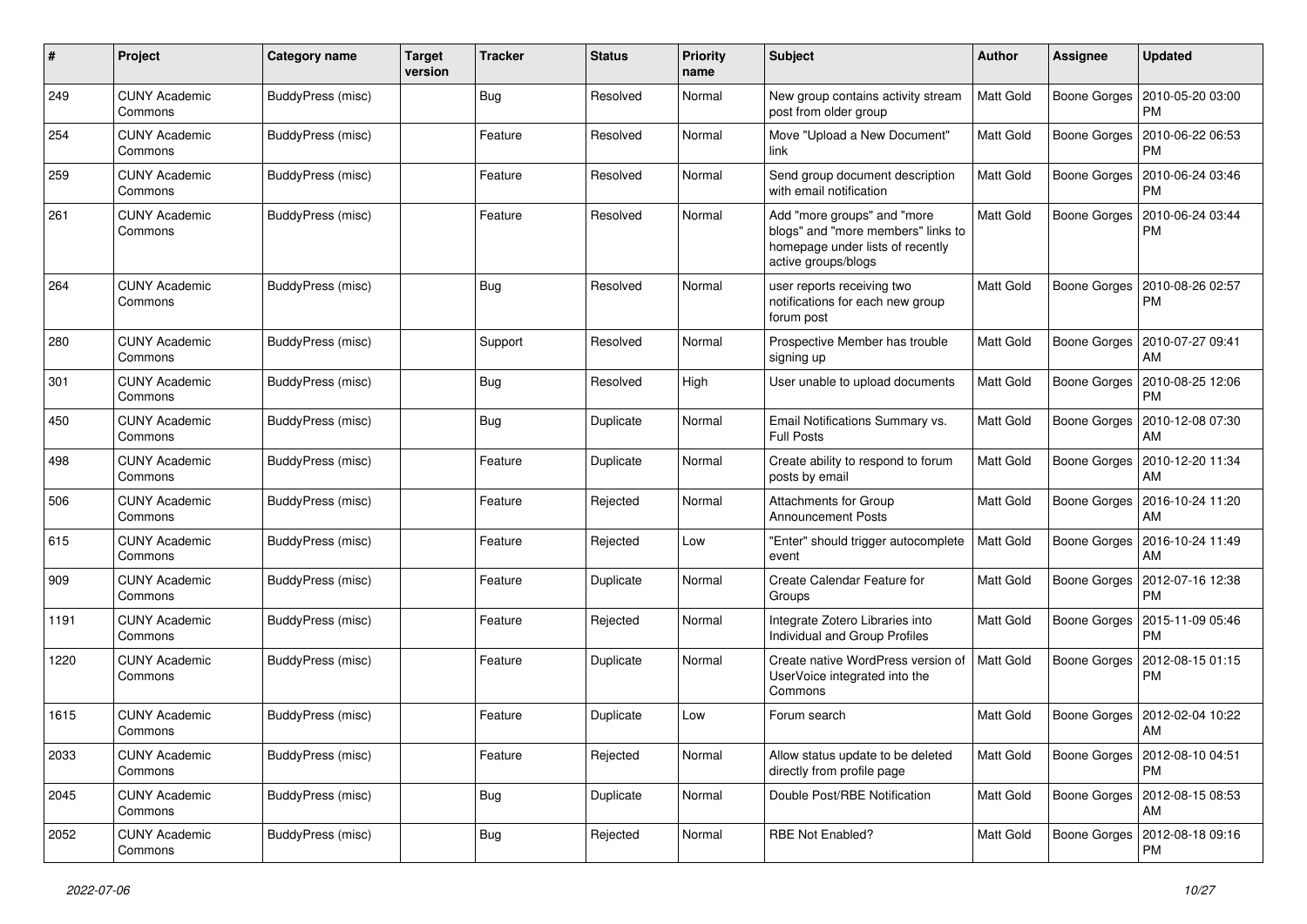| # | Project | Category name | Target version | Tracker | Status | Priority name | Subject | Author | Assignee | Updated |
|---|---|---|---|---|---|---|---|---|---|---|
| 249 | CUNY Academic Commons | BuddyPress (misc) | | Bug | Resolved | Normal | New group contains activity stream post from older group | Matt Gold | Boone Gorges | 2010-05-20 03:00 PM |
| 254 | CUNY Academic Commons | BuddyPress (misc) | | Feature | Resolved | Normal | Move "Upload a New Document" link | Matt Gold | Boone Gorges | 2010-06-22 06:53 PM |
| 259 | CUNY Academic Commons | BuddyPress (misc) | | Feature | Resolved | Normal | Send group document description with email notification | Matt Gold | Boone Gorges | 2010-06-24 03:46 PM |
| 261 | CUNY Academic Commons | BuddyPress (misc) | | Feature | Resolved | Normal | Add "more groups" and "more blogs" and "more members" links to homepage under lists of recently active groups/blogs | Matt Gold | Boone Gorges | 2010-06-24 03:44 PM |
| 264 | CUNY Academic Commons | BuddyPress (misc) | | Bug | Resolved | Normal | user reports receiving two notifications for each new group forum post | Matt Gold | Boone Gorges | 2010-08-26 02:57 PM |
| 280 | CUNY Academic Commons | BuddyPress (misc) | | Support | Resolved | Normal | Prospective Member has trouble signing up | Matt Gold | Boone Gorges | 2010-07-27 09:41 AM |
| 301 | CUNY Academic Commons | BuddyPress (misc) | | Bug | Resolved | High | User unable to upload documents | Matt Gold | Boone Gorges | 2010-08-25 12:06 PM |
| 450 | CUNY Academic Commons | BuddyPress (misc) | | Bug | Duplicate | Normal | Email Notifications Summary vs. Full Posts | Matt Gold | Boone Gorges | 2010-12-08 07:30 AM |
| 498 | CUNY Academic Commons | BuddyPress (misc) | | Feature | Duplicate | Normal | Create ability to respond to forum posts by email | Matt Gold | Boone Gorges | 2010-12-20 11:34 AM |
| 506 | CUNY Academic Commons | BuddyPress (misc) | | Feature | Rejected | Normal | Attachments for Group Announcement Posts | Matt Gold | Boone Gorges | 2016-10-24 11:20 AM |
| 615 | CUNY Academic Commons | BuddyPress (misc) | | Feature | Rejected | Low | "Enter" should trigger autocomplete event | Matt Gold | Boone Gorges | 2016-10-24 11:49 AM |
| 909 | CUNY Academic Commons | BuddyPress (misc) | | Feature | Duplicate | Normal | Create Calendar Feature for Groups | Matt Gold | Boone Gorges | 2012-07-16 12:38 PM |
| 1191 | CUNY Academic Commons | BuddyPress (misc) | | Feature | Rejected | Normal | Integrate Zotero Libraries into Individual and Group Profiles | Matt Gold | Boone Gorges | 2015-11-09 05:46 PM |
| 1220 | CUNY Academic Commons | BuddyPress (misc) | | Feature | Duplicate | Normal | Create native WordPress version of UserVoice integrated into the Commons | Matt Gold | Boone Gorges | 2012-08-15 01:15 PM |
| 1615 | CUNY Academic Commons | BuddyPress (misc) | | Feature | Duplicate | Low | Forum search | Matt Gold | Boone Gorges | 2012-02-04 10:22 AM |
| 2033 | CUNY Academic Commons | BuddyPress (misc) | | Feature | Rejected | Normal | Allow status update to be deleted directly from profile page | Matt Gold | Boone Gorges | 2012-08-10 04:51 PM |
| 2045 | CUNY Academic Commons | BuddyPress (misc) | | Bug | Duplicate | Normal | Double Post/RBE Notification | Matt Gold | Boone Gorges | 2012-08-15 08:53 AM |
| 2052 | CUNY Academic Commons | BuddyPress (misc) | | Bug | Rejected | Normal | RBE Not Enabled? | Matt Gold | Boone Gorges | 2012-08-18 09:16 PM |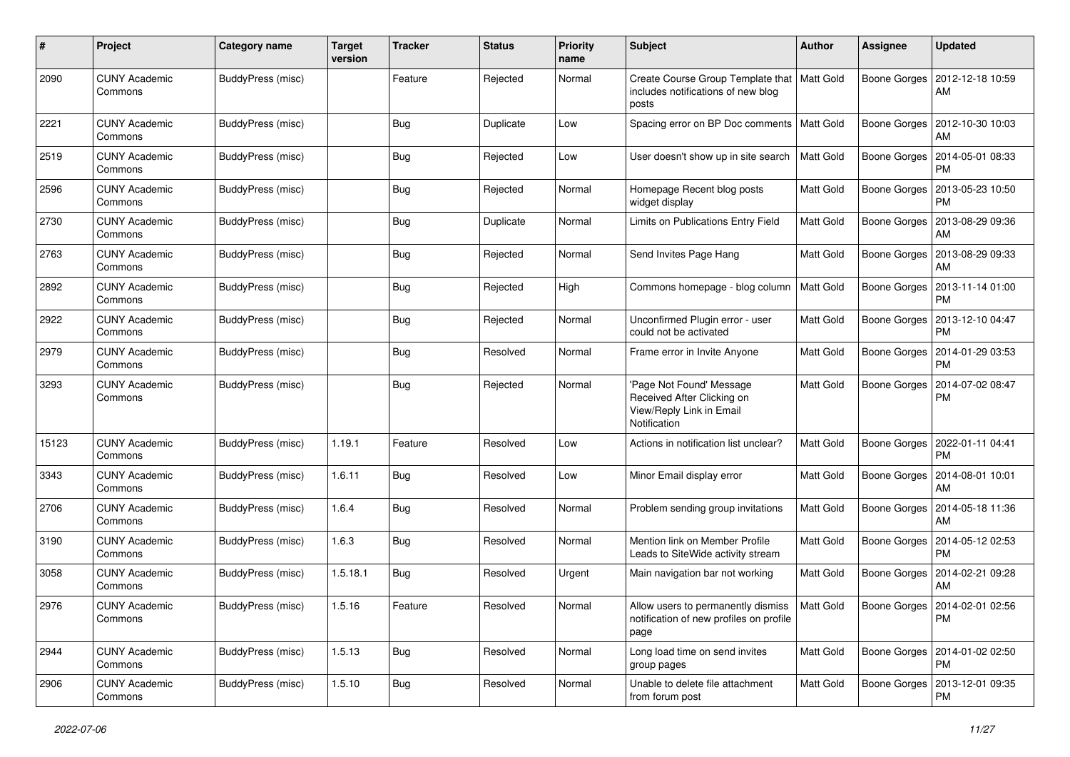| # | Project | Category name | Target version | Tracker | Status | Priority name | Subject | Author | Assignee | Updated |
|---|---|---|---|---|---|---|---|---|---|---|
| 2090 | CUNY Academic Commons | BuddyPress (misc) | | Feature | Rejected | Normal | Create Course Group Template that includes notifications of new blog posts | Matt Gold | Boone Gorges | 2012-12-18 10:59 AM |
| 2221 | CUNY Academic Commons | BuddyPress (misc) | | Bug | Duplicate | Low | Spacing error on BP Doc comments | Matt Gold | Boone Gorges | 2012-10-30 10:03 AM |
| 2519 | CUNY Academic Commons | BuddyPress (misc) | | Bug | Rejected | Low | User doesn't show up in site search | Matt Gold | Boone Gorges | 2014-05-01 08:33 PM |
| 2596 | CUNY Academic Commons | BuddyPress (misc) | | Bug | Rejected | Normal | Homepage Recent blog posts widget display | Matt Gold | Boone Gorges | 2013-05-23 10:50 PM |
| 2730 | CUNY Academic Commons | BuddyPress (misc) | | Bug | Duplicate | Normal | Limits on Publications Entry Field | Matt Gold | Boone Gorges | 2013-08-29 09:36 AM |
| 2763 | CUNY Academic Commons | BuddyPress (misc) | | Bug | Rejected | Normal | Send Invites Page Hang | Matt Gold | Boone Gorges | 2013-08-29 09:33 AM |
| 2892 | CUNY Academic Commons | BuddyPress (misc) | | Bug | Rejected | High | Commons homepage - blog column | Matt Gold | Boone Gorges | 2013-11-14 01:00 PM |
| 2922 | CUNY Academic Commons | BuddyPress (misc) | | Bug | Rejected | Normal | Unconfirmed Plugin error - user could not be activated | Matt Gold | Boone Gorges | 2013-12-10 04:47 PM |
| 2979 | CUNY Academic Commons | BuddyPress (misc) | | Bug | Resolved | Normal | Frame error in Invite Anyone | Matt Gold | Boone Gorges | 2014-01-29 03:53 PM |
| 3293 | CUNY Academic Commons | BuddyPress (misc) | | Bug | Rejected | Normal | 'Page Not Found' Message Received After Clicking on View/Reply Link in Email Notification | Matt Gold | Boone Gorges | 2014-07-02 08:47 PM |
| 15123 | CUNY Academic Commons | BuddyPress (misc) | 1.19.1 | Feature | Resolved | Low | Actions in notification list unclear? | Matt Gold | Boone Gorges | 2022-01-11 04:41 PM |
| 3343 | CUNY Academic Commons | BuddyPress (misc) | 1.6.11 | Bug | Resolved | Low | Minor Email display error | Matt Gold | Boone Gorges | 2014-08-01 10:01 AM |
| 2706 | CUNY Academic Commons | BuddyPress (misc) | 1.6.4 | Bug | Resolved | Normal | Problem sending group invitations | Matt Gold | Boone Gorges | 2014-05-18 11:36 AM |
| 3190 | CUNY Academic Commons | BuddyPress (misc) | 1.6.3 | Bug | Resolved | Normal | Mention link on Member Profile Leads to SiteWide activity stream | Matt Gold | Boone Gorges | 2014-05-12 02:53 PM |
| 3058 | CUNY Academic Commons | BuddyPress (misc) | 1.5.18.1 | Bug | Resolved | Urgent | Main navigation bar not working | Matt Gold | Boone Gorges | 2014-02-21 09:28 AM |
| 2976 | CUNY Academic Commons | BuddyPress (misc) | 1.5.16 | Feature | Resolved | Normal | Allow users to permanently dismiss notification of new profiles on profile page | Matt Gold | Boone Gorges | 2014-02-01 02:56 PM |
| 2944 | CUNY Academic Commons | BuddyPress (misc) | 1.5.13 | Bug | Resolved | Normal | Long load time on send invites group pages | Matt Gold | Boone Gorges | 2014-01-02 02:50 PM |
| 2906 | CUNY Academic Commons | BuddyPress (misc) | 1.5.10 | Bug | Resolved | Normal | Unable to delete file attachment from forum post | Matt Gold | Boone Gorges | 2013-12-01 09:35 PM |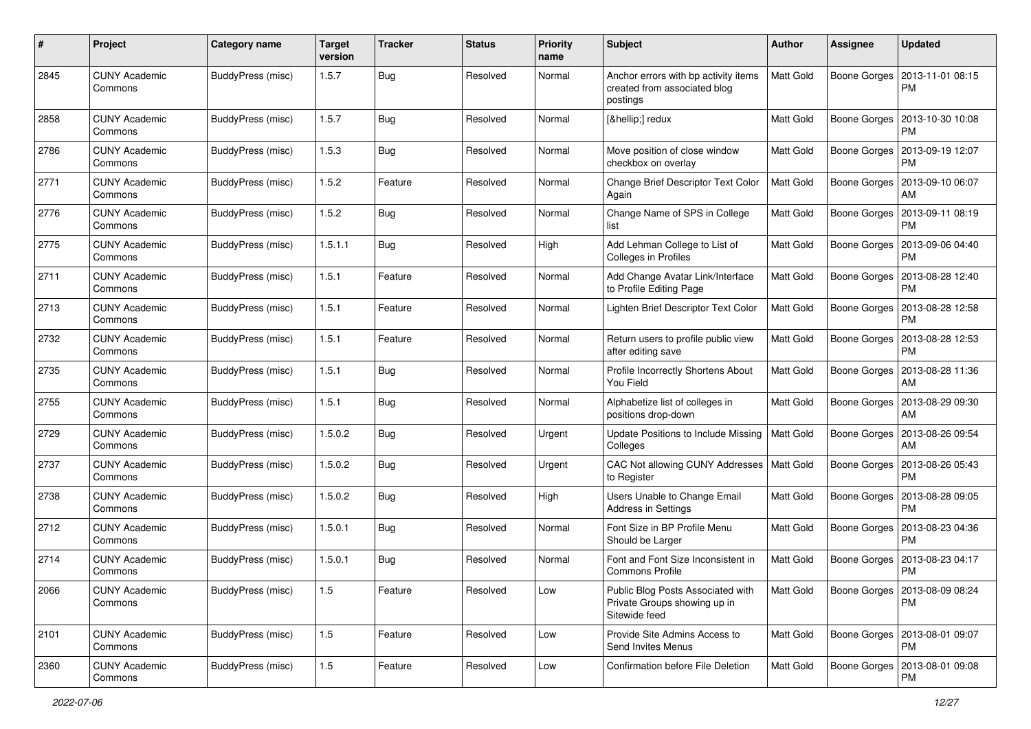| # | Project | Category name | Target version | Tracker | Status | Priority name | Subject | Author | Assignee | Updated |
|---|---|---|---|---|---|---|---|---|---|---|
| 2845 | CUNY Academic Commons | BuddyPress (misc) | 1.5.7 | Bug | Resolved | Normal | Anchor errors with bp activity items created from associated blog postings | Matt Gold | Boone Gorges | 2013-11-01 08:15 PM |
| 2858 | CUNY Academic Commons | BuddyPress (misc) | 1.5.7 | Bug | Resolved | Normal | [&hellip;] redux | Matt Gold | Boone Gorges | 2013-10-30 10:08 PM |
| 2786 | CUNY Academic Commons | BuddyPress (misc) | 1.5.3 | Bug | Resolved | Normal | Move position of close window checkbox on overlay | Matt Gold | Boone Gorges | 2013-09-19 12:07 PM |
| 2771 | CUNY Academic Commons | BuddyPress (misc) | 1.5.2 | Feature | Resolved | Normal | Change Brief Descriptor Text Color Again | Matt Gold | Boone Gorges | 2013-09-10 06:07 AM |
| 2776 | CUNY Academic Commons | BuddyPress (misc) | 1.5.2 | Bug | Resolved | Normal | Change Name of SPS in College list | Matt Gold | Boone Gorges | 2013-09-11 08:19 PM |
| 2775 | CUNY Academic Commons | BuddyPress (misc) | 1.5.1.1 | Bug | Resolved | High | Add Lehman College to List of Colleges in Profiles | Matt Gold | Boone Gorges | 2013-09-06 04:40 PM |
| 2711 | CUNY Academic Commons | BuddyPress (misc) | 1.5.1 | Feature | Resolved | Normal | Add Change Avatar Link/Interface to Profile Editing Page | Matt Gold | Boone Gorges | 2013-08-28 12:40 PM |
| 2713 | CUNY Academic Commons | BuddyPress (misc) | 1.5.1 | Feature | Resolved | Normal | Lighten Brief Descriptor Text Color | Matt Gold | Boone Gorges | 2013-08-28 12:58 PM |
| 2732 | CUNY Academic Commons | BuddyPress (misc) | 1.5.1 | Feature | Resolved | Normal | Return users to profile public view after editing save | Matt Gold | Boone Gorges | 2013-08-28 12:53 PM |
| 2735 | CUNY Academic Commons | BuddyPress (misc) | 1.5.1 | Bug | Resolved | Normal | Profile Incorrectly Shortens About You Field | Matt Gold | Boone Gorges | 2013-08-28 11:36 AM |
| 2755 | CUNY Academic Commons | BuddyPress (misc) | 1.5.1 | Bug | Resolved | Normal | Alphabetize list of colleges in positions drop-down | Matt Gold | Boone Gorges | 2013-08-29 09:30 AM |
| 2729 | CUNY Academic Commons | BuddyPress (misc) | 1.5.0.2 | Bug | Resolved | Urgent | Update Positions to Include Missing Colleges | Matt Gold | Boone Gorges | 2013-08-26 09:54 AM |
| 2737 | CUNY Academic Commons | BuddyPress (misc) | 1.5.0.2 | Bug | Resolved | Urgent | CAC Not allowing CUNY Addresses to Register | Matt Gold | Boone Gorges | 2013-08-26 05:43 PM |
| 2738 | CUNY Academic Commons | BuddyPress (misc) | 1.5.0.2 | Bug | Resolved | High | Users Unable to Change Email Address in Settings | Matt Gold | Boone Gorges | 2013-08-28 09:05 PM |
| 2712 | CUNY Academic Commons | BuddyPress (misc) | 1.5.0.1 | Bug | Resolved | Normal | Font Size in BP Profile Menu Should be Larger | Matt Gold | Boone Gorges | 2013-08-23 04:36 PM |
| 2714 | CUNY Academic Commons | BuddyPress (misc) | 1.5.0.1 | Bug | Resolved | Normal | Font and Font Size Inconsistent in Commons Profile | Matt Gold | Boone Gorges | 2013-08-23 04:17 PM |
| 2066 | CUNY Academic Commons | BuddyPress (misc) | 1.5 | Feature | Resolved | Low | Public Blog Posts Associated with Private Groups showing up in Sitewide feed | Matt Gold | Boone Gorges | 2013-08-09 08:24 PM |
| 2101 | CUNY Academic Commons | BuddyPress (misc) | 1.5 | Feature | Resolved | Low | Provide Site Admins Access to Send Invites Menus | Matt Gold | Boone Gorges | 2013-08-01 09:07 PM |
| 2360 | CUNY Academic Commons | BuddyPress (misc) | 1.5 | Feature | Resolved | Low | Confirmation before File Deletion | Matt Gold | Boone Gorges | 2013-08-01 09:08 PM |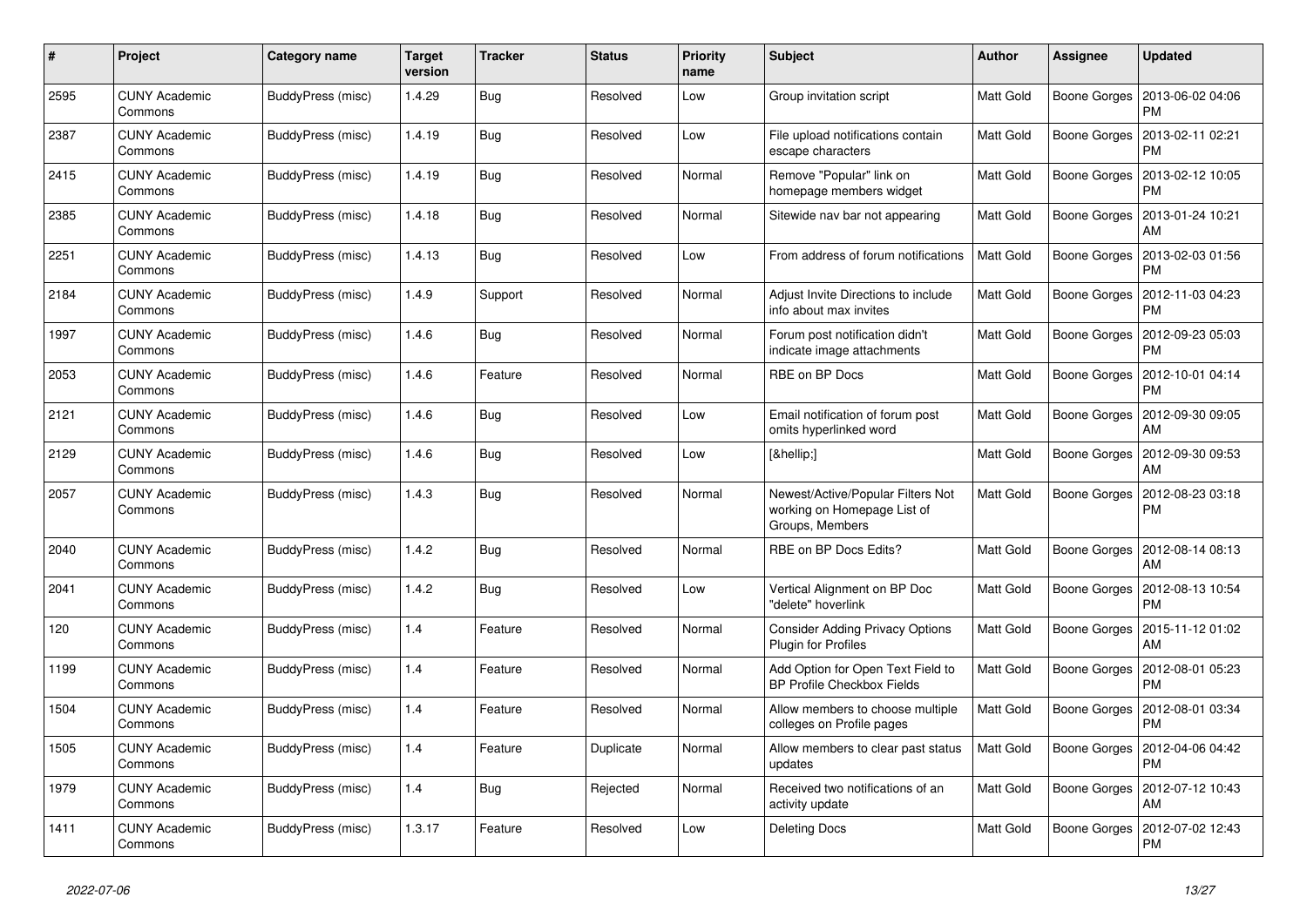| # | Project | Category name | Target version | Tracker | Status | Priority name | Subject | Author | Assignee | Updated |
|---|---|---|---|---|---|---|---|---|---|---|
| 2595 | CUNY Academic Commons | BuddyPress (misc) | 1.4.29 | Bug | Resolved | Low | Group invitation script | Matt Gold | Boone Gorges | 2013-06-02 04:06 PM |
| 2387 | CUNY Academic Commons | BuddyPress (misc) | 1.4.19 | Bug | Resolved | Low | File upload notifications contain escape characters | Matt Gold | Boone Gorges | 2013-02-11 02:21 PM |
| 2415 | CUNY Academic Commons | BuddyPress (misc) | 1.4.19 | Bug | Resolved | Normal | Remove "Popular" link on homepage members widget | Matt Gold | Boone Gorges | 2013-02-12 10:05 PM |
| 2385 | CUNY Academic Commons | BuddyPress (misc) | 1.4.18 | Bug | Resolved | Normal | Sitewide nav bar not appearing | Matt Gold | Boone Gorges | 2013-01-24 10:21 AM |
| 2251 | CUNY Academic Commons | BuddyPress (misc) | 1.4.13 | Bug | Resolved | Low | From address of forum notifications | Matt Gold | Boone Gorges | 2013-02-03 01:56 PM |
| 2184 | CUNY Academic Commons | BuddyPress (misc) | 1.4.9 | Support | Resolved | Normal | Adjust Invite Directions to include info about max invites | Matt Gold | Boone Gorges | 2012-11-03 04:23 PM |
| 1997 | CUNY Academic Commons | BuddyPress (misc) | 1.4.6 | Bug | Resolved | Normal | Forum post notification didn't indicate image attachments | Matt Gold | Boone Gorges | 2012-09-23 05:03 PM |
| 2053 | CUNY Academic Commons | BuddyPress (misc) | 1.4.6 | Feature | Resolved | Normal | RBE on BP Docs | Matt Gold | Boone Gorges | 2012-10-01 04:14 PM |
| 2121 | CUNY Academic Commons | BuddyPress (misc) | 1.4.6 | Bug | Resolved | Low | Email notification of forum post omits hyperlinked word | Matt Gold | Boone Gorges | 2012-09-30 09:05 AM |
| 2129 | CUNY Academic Commons | BuddyPress (misc) | 1.4.6 | Bug | Resolved | Low | [&hellip;] | Matt Gold | Boone Gorges | 2012-09-30 09:53 AM |
| 2057 | CUNY Academic Commons | BuddyPress (misc) | 1.4.3 | Bug | Resolved | Normal | Newest/Active/Popular Filters Not working on Homepage List of Groups, Members | Matt Gold | Boone Gorges | 2012-08-23 03:18 PM |
| 2040 | CUNY Academic Commons | BuddyPress (misc) | 1.4.2 | Bug | Resolved | Normal | RBE on BP Docs Edits? | Matt Gold | Boone Gorges | 2012-08-14 08:13 AM |
| 2041 | CUNY Academic Commons | BuddyPress (misc) | 1.4.2 | Bug | Resolved | Low | Vertical Alignment on BP Doc "delete" hoverlink | Matt Gold | Boone Gorges | 2012-08-13 10:54 PM |
| 120 | CUNY Academic Commons | BuddyPress (misc) | 1.4 | Feature | Resolved | Normal | Consider Adding Privacy Options Plugin for Profiles | Matt Gold | Boone Gorges | 2015-11-12 01:02 AM |
| 1199 | CUNY Academic Commons | BuddyPress (misc) | 1.4 | Feature | Resolved | Normal | Add Option for Open Text Field to BP Profile Checkbox Fields | Matt Gold | Boone Gorges | 2012-08-01 05:23 PM |
| 1504 | CUNY Academic Commons | BuddyPress (misc) | 1.4 | Feature | Resolved | Normal | Allow members to choose multiple colleges on Profile pages | Matt Gold | Boone Gorges | 2012-08-01 03:34 PM |
| 1505 | CUNY Academic Commons | BuddyPress (misc) | 1.4 | Feature | Duplicate | Normal | Allow members to clear past status updates | Matt Gold | Boone Gorges | 2012-04-06 04:42 PM |
| 1979 | CUNY Academic Commons | BuddyPress (misc) | 1.4 | Bug | Rejected | Normal | Received two notifications of an activity update | Matt Gold | Boone Gorges | 2012-07-12 10:43 AM |
| 1411 | CUNY Academic Commons | BuddyPress (misc) | 1.3.17 | Feature | Resolved | Low | Deleting Docs | Matt Gold | Boone Gorges | 2012-07-02 12:43 PM |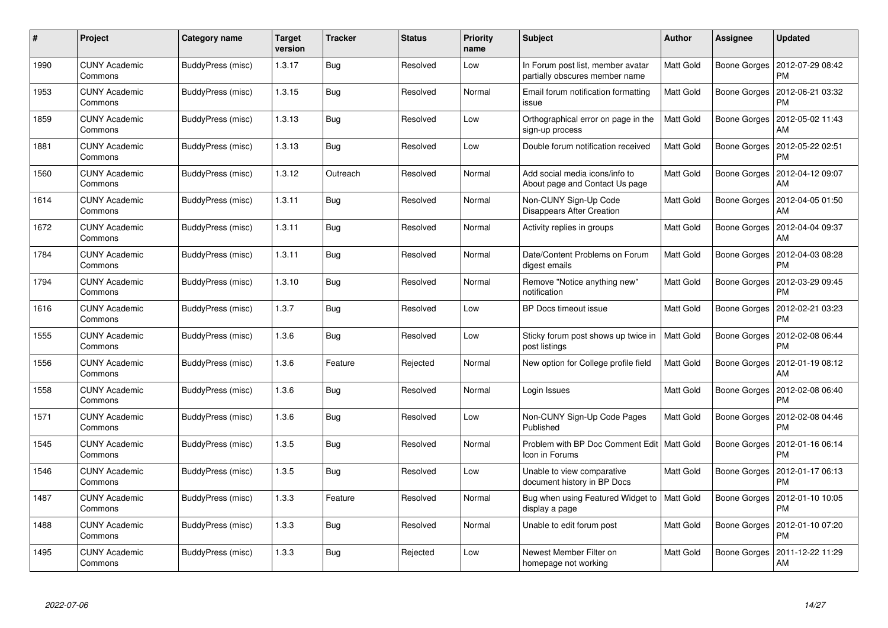| # | Project | Category name | Target version | Tracker | Status | Priority name | Subject | Author | Assignee | Updated |
|---|---|---|---|---|---|---|---|---|---|---|
| 1990 | CUNY Academic Commons | BuddyPress (misc) | 1.3.17 | Bug | Resolved | Low | In Forum post list, member avatar partially obscures member name | Matt Gold | Boone Gorges | 2012-07-29 08:42 PM |
| 1953 | CUNY Academic Commons | BuddyPress (misc) | 1.3.15 | Bug | Resolved | Normal | Email forum notification formatting issue | Matt Gold | Boone Gorges | 2012-06-21 03:32 PM |
| 1859 | CUNY Academic Commons | BuddyPress (misc) | 1.3.13 | Bug | Resolved | Low | Orthographical error on page in the sign-up process | Matt Gold | Boone Gorges | 2012-05-02 11:43 AM |
| 1881 | CUNY Academic Commons | BuddyPress (misc) | 1.3.13 | Bug | Resolved | Low | Double forum notification received | Matt Gold | Boone Gorges | 2012-05-22 02:51 PM |
| 1560 | CUNY Academic Commons | BuddyPress (misc) | 1.3.12 | Outreach | Resolved | Normal | Add social media icons/info to About page and Contact Us page | Matt Gold | Boone Gorges | 2012-04-12 09:07 AM |
| 1614 | CUNY Academic Commons | BuddyPress (misc) | 1.3.11 | Bug | Resolved | Normal | Non-CUNY Sign-Up Code Disappears After Creation | Matt Gold | Boone Gorges | 2012-04-05 01:50 AM |
| 1672 | CUNY Academic Commons | BuddyPress (misc) | 1.3.11 | Bug | Resolved | Normal | Activity replies in groups | Matt Gold | Boone Gorges | 2012-04-04 09:37 AM |
| 1784 | CUNY Academic Commons | BuddyPress (misc) | 1.3.11 | Bug | Resolved | Normal | Date/Content Problems on Forum digest emails | Matt Gold | Boone Gorges | 2012-04-03 08:28 PM |
| 1794 | CUNY Academic Commons | BuddyPress (misc) | 1.3.10 | Bug | Resolved | Normal | Remove "Notice anything new" notification | Matt Gold | Boone Gorges | 2012-03-29 09:45 PM |
| 1616 | CUNY Academic Commons | BuddyPress (misc) | 1.3.7 | Bug | Resolved | Low | BP Docs timeout issue | Matt Gold | Boone Gorges | 2012-02-21 03:23 PM |
| 1555 | CUNY Academic Commons | BuddyPress (misc) | 1.3.6 | Bug | Resolved | Low | Sticky forum post shows up twice in post listings | Matt Gold | Boone Gorges | 2012-02-08 06:44 PM |
| 1556 | CUNY Academic Commons | BuddyPress (misc) | 1.3.6 | Feature | Rejected | Normal | New option for College profile field | Matt Gold | Boone Gorges | 2012-01-19 08:12 AM |
| 1558 | CUNY Academic Commons | BuddyPress (misc) | 1.3.6 | Bug | Resolved | Normal | Login Issues | Matt Gold | Boone Gorges | 2012-02-08 06:40 PM |
| 1571 | CUNY Academic Commons | BuddyPress (misc) | 1.3.6 | Bug | Resolved | Low | Non-CUNY Sign-Up Code Pages Published | Matt Gold | Boone Gorges | 2012-02-08 04:46 PM |
| 1545 | CUNY Academic Commons | BuddyPress (misc) | 1.3.5 | Bug | Resolved | Normal | Problem with BP Doc Comment Edit Icon in Forums | Matt Gold | Boone Gorges | 2012-01-16 06:14 PM |
| 1546 | CUNY Academic Commons | BuddyPress (misc) | 1.3.5 | Bug | Resolved | Low | Unable to view comparative document history in BP Docs | Matt Gold | Boone Gorges | 2012-01-17 06:13 PM |
| 1487 | CUNY Academic Commons | BuddyPress (misc) | 1.3.3 | Feature | Resolved | Normal | Bug when using Featured Widget to display a page | Matt Gold | Boone Gorges | 2012-01-10 10:05 PM |
| 1488 | CUNY Academic Commons | BuddyPress (misc) | 1.3.3 | Bug | Resolved | Normal | Unable to edit forum post | Matt Gold | Boone Gorges | 2012-01-10 07:20 PM |
| 1495 | CUNY Academic Commons | BuddyPress (misc) | 1.3.3 | Bug | Rejected | Low | Newest Member Filter on homepage not working | Matt Gold | Boone Gorges | 2011-12-22 11:29 AM |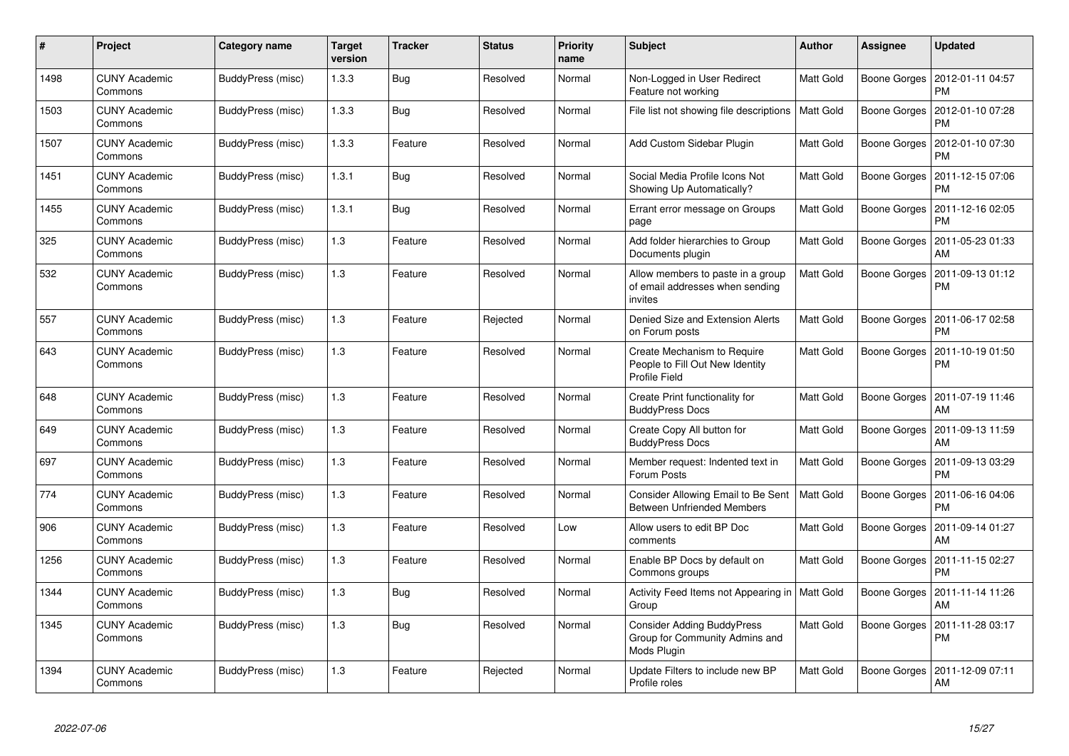| # | Project | Category name | Target version | Tracker | Status | Priority name | Subject | Author | Assignee | Updated |
|---|---|---|---|---|---|---|---|---|---|---|
| 1498 | CUNY Academic Commons | BuddyPress (misc) | 1.3.3 | Bug | Resolved | Normal | Non-Logged in User Redirect Feature not working | Matt Gold | Boone Gorges | 2012-01-11 04:57 PM |
| 1503 | CUNY Academic Commons | BuddyPress (misc) | 1.3.3 | Bug | Resolved | Normal | File list not showing file descriptions | Matt Gold | Boone Gorges | 2012-01-10 07:28 PM |
| 1507 | CUNY Academic Commons | BuddyPress (misc) | 1.3.3 | Feature | Resolved | Normal | Add Custom Sidebar Plugin | Matt Gold | Boone Gorges | 2012-01-10 07:30 PM |
| 1451 | CUNY Academic Commons | BuddyPress (misc) | 1.3.1 | Bug | Resolved | Normal | Social Media Profile Icons Not Showing Up Automatically? | Matt Gold | Boone Gorges | 2011-12-15 07:06 PM |
| 1455 | CUNY Academic Commons | BuddyPress (misc) | 1.3.1 | Bug | Resolved | Normal | Errant error message on Groups page | Matt Gold | Boone Gorges | 2011-12-16 02:05 PM |
| 325 | CUNY Academic Commons | BuddyPress (misc) | 1.3 | Feature | Resolved | Normal | Add folder hierarchies to Group Documents plugin | Matt Gold | Boone Gorges | 2011-05-23 01:33 AM |
| 532 | CUNY Academic Commons | BuddyPress (misc) | 1.3 | Feature | Resolved | Normal | Allow members to paste in a group of email addresses when sending invites | Matt Gold | Boone Gorges | 2011-09-13 01:12 PM |
| 557 | CUNY Academic Commons | BuddyPress (misc) | 1.3 | Feature | Rejected | Normal | Denied Size and Extension Alerts on Forum posts | Matt Gold | Boone Gorges | 2011-06-17 02:58 PM |
| 643 | CUNY Academic Commons | BuddyPress (misc) | 1.3 | Feature | Resolved | Normal | Create Mechanism to Require People to Fill Out New Identity Profile Field | Matt Gold | Boone Gorges | 2011-10-19 01:50 PM |
| 648 | CUNY Academic Commons | BuddyPress (misc) | 1.3 | Feature | Resolved | Normal | Create Print functionality for BuddyPress Docs | Matt Gold | Boone Gorges | 2011-07-19 11:46 AM |
| 649 | CUNY Academic Commons | BuddyPress (misc) | 1.3 | Feature | Resolved | Normal | Create Copy All button for BuddyPress Docs | Matt Gold | Boone Gorges | 2011-09-13 11:59 AM |
| 697 | CUNY Academic Commons | BuddyPress (misc) | 1.3 | Feature | Resolved | Normal | Member request: Indented text in Forum Posts | Matt Gold | Boone Gorges | 2011-09-13 03:29 PM |
| 774 | CUNY Academic Commons | BuddyPress (misc) | 1.3 | Feature | Resolved | Normal | Consider Allowing Email to Be Sent Between Unfriended Members | Matt Gold | Boone Gorges | 2011-06-16 04:06 PM |
| 906 | CUNY Academic Commons | BuddyPress (misc) | 1.3 | Feature | Resolved | Low | Allow users to edit BP Doc comments | Matt Gold | Boone Gorges | 2011-09-14 01:27 AM |
| 1256 | CUNY Academic Commons | BuddyPress (misc) | 1.3 | Feature | Resolved | Normal | Enable BP Docs by default on Commons groups | Matt Gold | Boone Gorges | 2011-11-15 02:27 PM |
| 1344 | CUNY Academic Commons | BuddyPress (misc) | 1.3 | Bug | Resolved | Normal | Activity Feed Items not Appearing in Group | Matt Gold | Boone Gorges | 2011-11-14 11:26 AM |
| 1345 | CUNY Academic Commons | BuddyPress (misc) | 1.3 | Bug | Resolved | Normal | Consider Adding BuddyPress Group for Community Admins and Mods Plugin | Matt Gold | Boone Gorges | 2011-11-28 03:17 PM |
| 1394 | CUNY Academic Commons | BuddyPress (misc) | 1.3 | Feature | Rejected | Normal | Update Filters to include new BP Profile roles | Matt Gold | Boone Gorges | 2011-12-09 07:11 AM |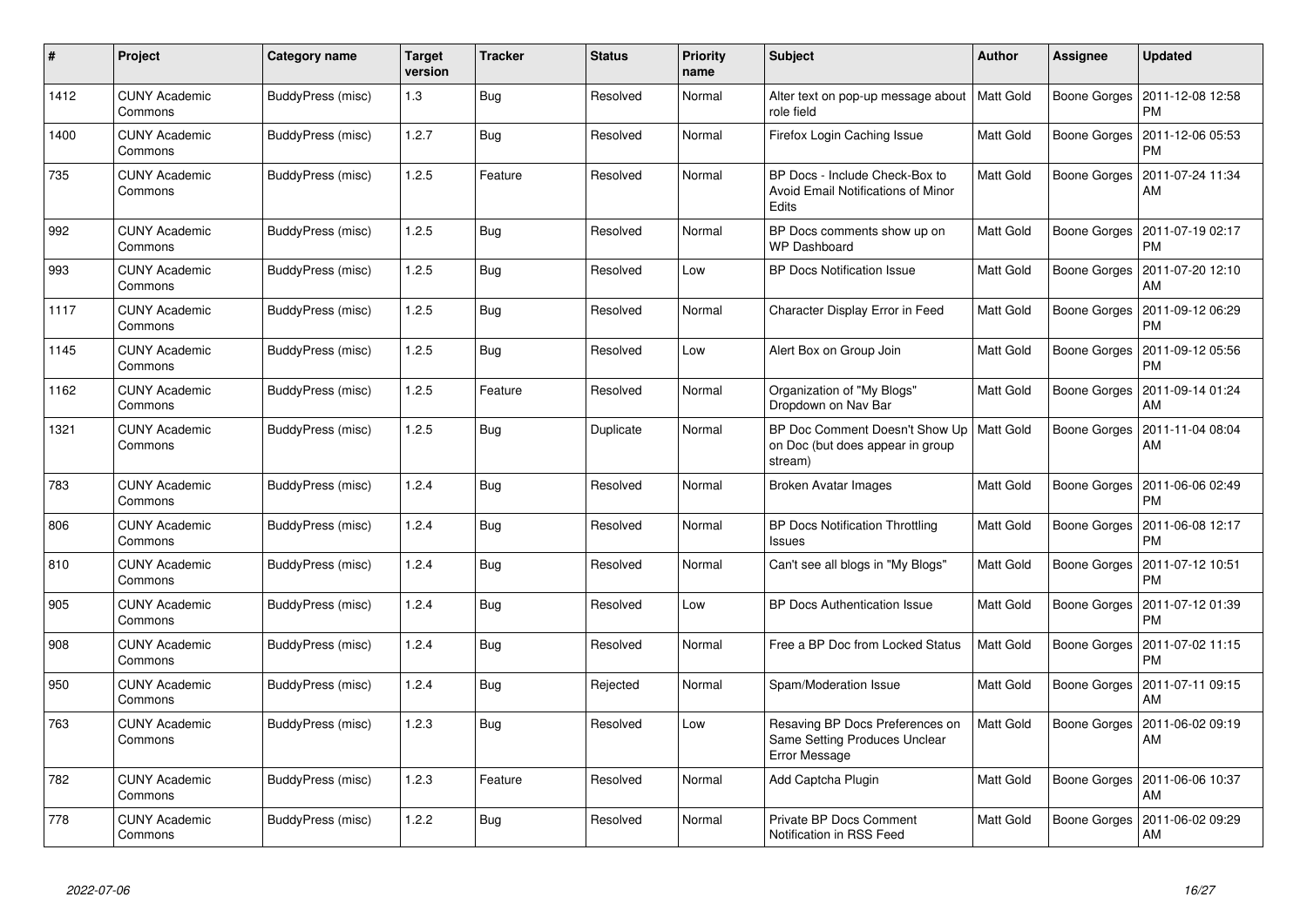| # | Project | Category name | Target version | Tracker | Status | Priority name | Subject | Author | Assignee | Updated |
|---|---|---|---|---|---|---|---|---|---|---|
| 1412 | CUNY Academic Commons | BuddyPress (misc) | 1.3 | Bug | Resolved | Normal | Alter text on pop-up message about role field | Matt Gold | Boone Gorges | 2011-12-08 12:58 PM |
| 1400 | CUNY Academic Commons | BuddyPress (misc) | 1.2.7 | Bug | Resolved | Normal | Firefox Login Caching Issue | Matt Gold | Boone Gorges | 2011-12-06 05:53 PM |
| 735 | CUNY Academic Commons | BuddyPress (misc) | 1.2.5 | Feature | Resolved | Normal | BP Docs - Include Check-Box to Avoid Email Notifications of Minor Edits | Matt Gold | Boone Gorges | 2011-07-24 11:34 AM |
| 992 | CUNY Academic Commons | BuddyPress (misc) | 1.2.5 | Bug | Resolved | Normal | BP Docs comments show up on WP Dashboard | Matt Gold | Boone Gorges | 2011-07-19 02:17 PM |
| 993 | CUNY Academic Commons | BuddyPress (misc) | 1.2.5 | Bug | Resolved | Low | BP Docs Notification Issue | Matt Gold | Boone Gorges | 2011-07-20 12:10 AM |
| 1117 | CUNY Academic Commons | BuddyPress (misc) | 1.2.5 | Bug | Resolved | Normal | Character Display Error in Feed | Matt Gold | Boone Gorges | 2011-09-12 06:29 PM |
| 1145 | CUNY Academic Commons | BuddyPress (misc) | 1.2.5 | Bug | Resolved | Low | Alert Box on Group Join | Matt Gold | Boone Gorges | 2011-09-12 05:56 PM |
| 1162 | CUNY Academic Commons | BuddyPress (misc) | 1.2.5 | Feature | Resolved | Normal | Organization of "My Blogs" Dropdown on Nav Bar | Matt Gold | Boone Gorges | 2011-09-14 01:24 AM |
| 1321 | CUNY Academic Commons | BuddyPress (misc) | 1.2.5 | Bug | Duplicate | Normal | BP Doc Comment Doesn't Show Up on Doc (but does appear in group stream) | Matt Gold | Boone Gorges | 2011-11-04 08:04 AM |
| 783 | CUNY Academic Commons | BuddyPress (misc) | 1.2.4 | Bug | Resolved | Normal | Broken Avatar Images | Matt Gold | Boone Gorges | 2011-06-06 02:49 PM |
| 806 | CUNY Academic Commons | BuddyPress (misc) | 1.2.4 | Bug | Resolved | Normal | BP Docs Notification Throttling Issues | Matt Gold | Boone Gorges | 2011-06-08 12:17 PM |
| 810 | CUNY Academic Commons | BuddyPress (misc) | 1.2.4 | Bug | Resolved | Normal | Can't see all blogs in "My Blogs" | Matt Gold | Boone Gorges | 2011-07-12 10:51 PM |
| 905 | CUNY Academic Commons | BuddyPress (misc) | 1.2.4 | Bug | Resolved | Low | BP Docs Authentication Issue | Matt Gold | Boone Gorges | 2011-07-12 01:39 PM |
| 908 | CUNY Academic Commons | BuddyPress (misc) | 1.2.4 | Bug | Resolved | Normal | Free a BP Doc from Locked Status | Matt Gold | Boone Gorges | 2011-07-02 11:15 PM |
| 950 | CUNY Academic Commons | BuddyPress (misc) | 1.2.4 | Bug | Rejected | Normal | Spam/Moderation Issue | Matt Gold | Boone Gorges | 2011-07-11 09:15 AM |
| 763 | CUNY Academic Commons | BuddyPress (misc) | 1.2.3 | Bug | Resolved | Low | Resaving BP Docs Preferences on Same Setting Produces Unclear Error Message | Matt Gold | Boone Gorges | 2011-06-02 09:19 AM |
| 782 | CUNY Academic Commons | BuddyPress (misc) | 1.2.3 | Feature | Resolved | Normal | Add Captcha Plugin | Matt Gold | Boone Gorges | 2011-06-06 10:37 AM |
| 778 | CUNY Academic Commons | BuddyPress (misc) | 1.2.2 | Bug | Resolved | Normal | Private BP Docs Comment Notification in RSS Feed | Matt Gold | Boone Gorges | 2011-06-02 09:29 AM |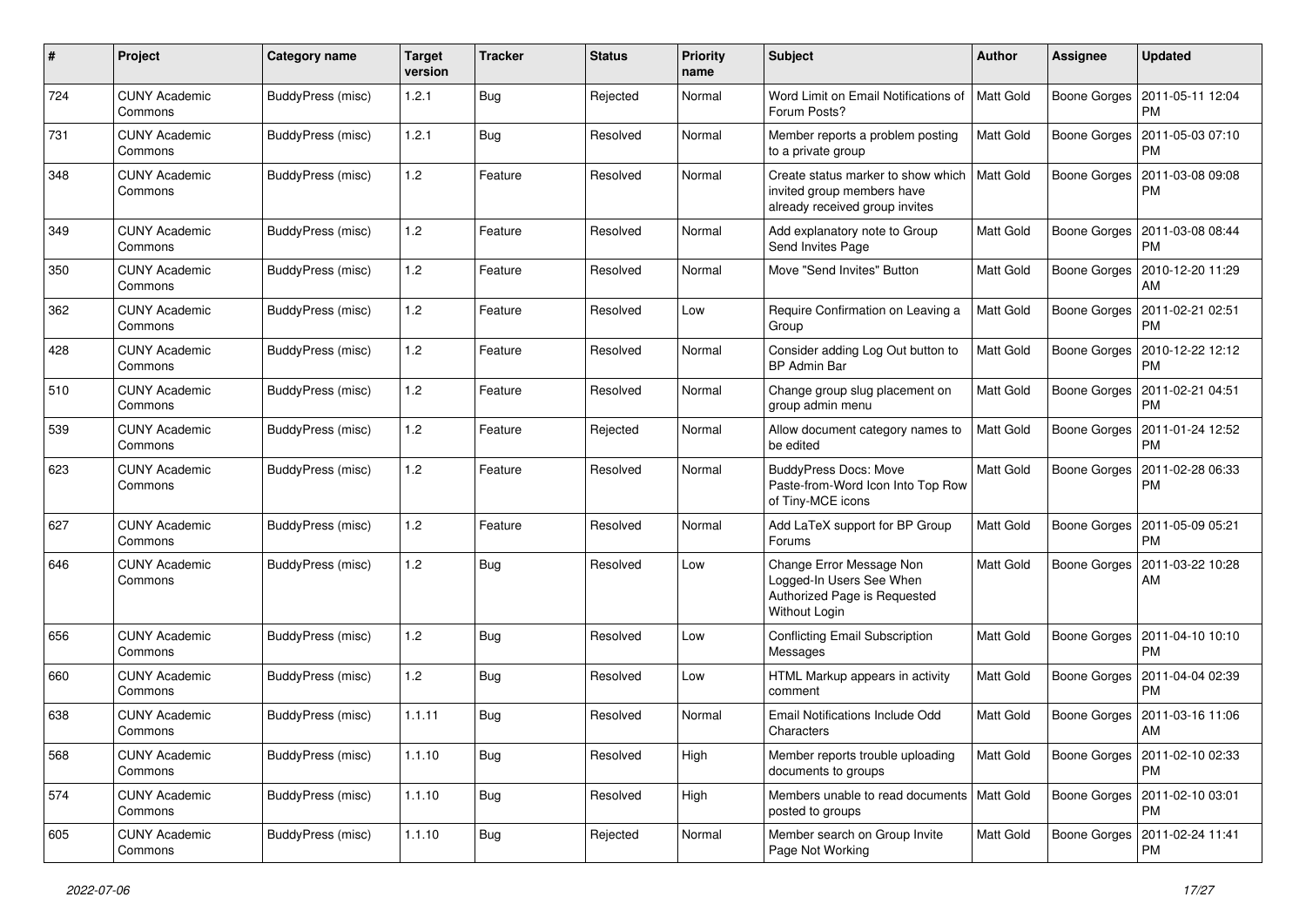| # | Project | Category name | Target version | Tracker | Status | Priority name | Subject | Author | Assignee | Updated |
|---|---|---|---|---|---|---|---|---|---|---|
| 724 | CUNY Academic Commons | BuddyPress (misc) | 1.2.1 | Bug | Rejected | Normal | Word Limit on Email Notifications of Forum Posts? | Matt Gold | Boone Gorges | 2011-05-11 12:04 PM |
| 731 | CUNY Academic Commons | BuddyPress (misc) | 1.2.1 | Bug | Resolved | Normal | Member reports a problem posting to a private group | Matt Gold | Boone Gorges | 2011-05-03 07:10 PM |
| 348 | CUNY Academic Commons | BuddyPress (misc) | 1.2 | Feature | Resolved | Normal | Create status marker to show which invited group members have already received group invites | Matt Gold | Boone Gorges | 2011-03-08 09:08 PM |
| 349 | CUNY Academic Commons | BuddyPress (misc) | 1.2 | Feature | Resolved | Normal | Add explanatory note to Group Send Invites Page | Matt Gold | Boone Gorges | 2011-03-08 08:44 PM |
| 350 | CUNY Academic Commons | BuddyPress (misc) | 1.2 | Feature | Resolved | Normal | Move "Send Invites" Button | Matt Gold | Boone Gorges | 2010-12-20 11:29 AM |
| 362 | CUNY Academic Commons | BuddyPress (misc) | 1.2 | Feature | Resolved | Low | Require Confirmation on Leaving a Group | Matt Gold | Boone Gorges | 2011-02-21 02:51 PM |
| 428 | CUNY Academic Commons | BuddyPress (misc) | 1.2 | Feature | Resolved | Normal | Consider adding Log Out button to BP Admin Bar | Matt Gold | Boone Gorges | 2010-12-22 12:12 PM |
| 510 | CUNY Academic Commons | BuddyPress (misc) | 1.2 | Feature | Resolved | Normal | Change group slug placement on group admin menu | Matt Gold | Boone Gorges | 2011-02-21 04:51 PM |
| 539 | CUNY Academic Commons | BuddyPress (misc) | 1.2 | Feature | Rejected | Normal | Allow document category names to be edited | Matt Gold | Boone Gorges | 2011-01-24 12:52 PM |
| 623 | CUNY Academic Commons | BuddyPress (misc) | 1.2 | Feature | Resolved | Normal | BuddyPress Docs: Move Paste-from-Word Icon Into Top Row of Tiny-MCE icons | Matt Gold | Boone Gorges | 2011-02-28 06:33 PM |
| 627 | CUNY Academic Commons | BuddyPress (misc) | 1.2 | Feature | Resolved | Normal | Add LaTeX support for BP Group Forums | Matt Gold | Boone Gorges | 2011-05-09 05:21 PM |
| 646 | CUNY Academic Commons | BuddyPress (misc) | 1.2 | Bug | Resolved | Low | Change Error Message Non Logged-In Users See When Authorized Page is Requested Without Login | Matt Gold | Boone Gorges | 2011-03-22 10:28 AM |
| 656 | CUNY Academic Commons | BuddyPress (misc) | 1.2 | Bug | Resolved | Low | Conflicting Email Subscription Messages | Matt Gold | Boone Gorges | 2011-04-10 10:10 PM |
| 660 | CUNY Academic Commons | BuddyPress (misc) | 1.2 | Bug | Resolved | Low | HTML Markup appears in activity comment | Matt Gold | Boone Gorges | 2011-04-04 02:39 PM |
| 638 | CUNY Academic Commons | BuddyPress (misc) | 1.1.11 | Bug | Resolved | Normal | Email Notifications Include Odd Characters | Matt Gold | Boone Gorges | 2011-03-16 11:06 AM |
| 568 | CUNY Academic Commons | BuddyPress (misc) | 1.1.10 | Bug | Resolved | High | Member reports trouble uploading documents to groups | Matt Gold | Boone Gorges | 2011-02-10 02:33 PM |
| 574 | CUNY Academic Commons | BuddyPress (misc) | 1.1.10 | Bug | Resolved | High | Members unable to read documents posted to groups | Matt Gold | Boone Gorges | 2011-02-10 03:01 PM |
| 605 | CUNY Academic Commons | BuddyPress (misc) | 1.1.10 | Bug | Rejected | Normal | Member search on Group Invite Page Not Working | Matt Gold | Boone Gorges | 2011-02-24 11:41 PM |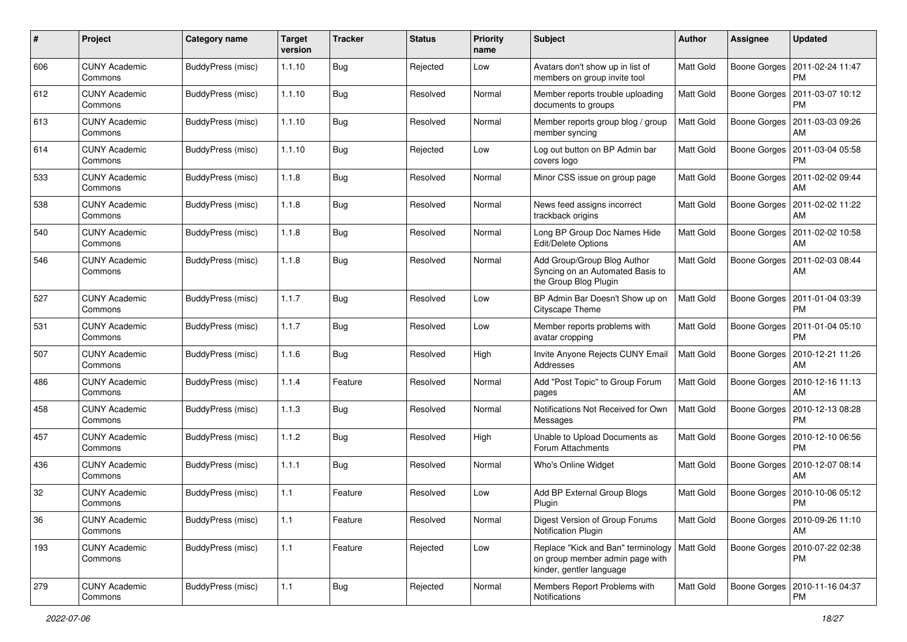| # | Project | Category name | Target version | Tracker | Status | Priority name | Subject | Author | Assignee | Updated |
|---|---|---|---|---|---|---|---|---|---|---|
| 606 | CUNY Academic Commons | BuddyPress (misc) | 1.1.10 | Bug | Rejected | Low | Avatars don't show up in list of members on group invite tool | Matt Gold | Boone Gorges | 2011-02-24 11:47 PM |
| 612 | CUNY Academic Commons | BuddyPress (misc) | 1.1.10 | Bug | Resolved | Normal | Member reports trouble uploading documents to groups | Matt Gold | Boone Gorges | 2011-03-07 10:12 PM |
| 613 | CUNY Academic Commons | BuddyPress (misc) | 1.1.10 | Bug | Resolved | Normal | Member reports group blog / group member syncing | Matt Gold | Boone Gorges | 2011-03-03 09:26 AM |
| 614 | CUNY Academic Commons | BuddyPress (misc) | 1.1.10 | Bug | Rejected | Low | Log out button on BP Admin bar covers logo | Matt Gold | Boone Gorges | 2011-03-04 05:58 PM |
| 533 | CUNY Academic Commons | BuddyPress (misc) | 1.1.8 | Bug | Resolved | Normal | Minor CSS issue on group page | Matt Gold | Boone Gorges | 2011-02-02 09:44 AM |
| 538 | CUNY Academic Commons | BuddyPress (misc) | 1.1.8 | Bug | Resolved | Normal | News feed assigns incorrect trackback origins | Matt Gold | Boone Gorges | 2011-02-02 11:22 AM |
| 540 | CUNY Academic Commons | BuddyPress (misc) | 1.1.8 | Bug | Resolved | Normal | Long BP Group Doc Names Hide Edit/Delete Options | Matt Gold | Boone Gorges | 2011-02-02 10:58 AM |
| 546 | CUNY Academic Commons | BuddyPress (misc) | 1.1.8 | Bug | Resolved | Normal | Add Group/Group Blog Author Syncing on an Automated Basis to the Group Blog Plugin | Matt Gold | Boone Gorges | 2011-02-03 08:44 AM |
| 527 | CUNY Academic Commons | BuddyPress (misc) | 1.1.7 | Bug | Resolved | Low | BP Admin Bar Doesn't Show up on Cityscape Theme | Matt Gold | Boone Gorges | 2011-01-04 03:39 PM |
| 531 | CUNY Academic Commons | BuddyPress (misc) | 1.1.7 | Bug | Resolved | Low | Member reports problems with avatar cropping | Matt Gold | Boone Gorges | 2011-01-04 05:10 PM |
| 507 | CUNY Academic Commons | BuddyPress (misc) | 1.1.6 | Bug | Resolved | High | Invite Anyone Rejects CUNY Email Addresses | Matt Gold | Boone Gorges | 2010-12-21 11:26 AM |
| 486 | CUNY Academic Commons | BuddyPress (misc) | 1.1.4 | Feature | Resolved | Normal | Add "Post Topic" to Group Forum pages | Matt Gold | Boone Gorges | 2010-12-16 11:13 AM |
| 458 | CUNY Academic Commons | BuddyPress (misc) | 1.1.3 | Bug | Resolved | Normal | Notifications Not Received for Own Messages | Matt Gold | Boone Gorges | 2010-12-13 08:28 PM |
| 457 | CUNY Academic Commons | BuddyPress (misc) | 1.1.2 | Bug | Resolved | High | Unable to Upload Documents as Forum Attachments | Matt Gold | Boone Gorges | 2010-12-10 06:56 PM |
| 436 | CUNY Academic Commons | BuddyPress (misc) | 1.1.1 | Bug | Resolved | Normal | Who's Online Widget | Matt Gold | Boone Gorges | 2010-12-07 08:14 AM |
| 32 | CUNY Academic Commons | BuddyPress (misc) | 1.1 | Feature | Resolved | Low | Add BP External Group Blogs Plugin | Matt Gold | Boone Gorges | 2010-10-06 05:12 PM |
| 36 | CUNY Academic Commons | BuddyPress (misc) | 1.1 | Feature | Resolved | Normal | Digest Version of Group Forums Notification Plugin | Matt Gold | Boone Gorges | 2010-09-26 11:10 AM |
| 193 | CUNY Academic Commons | BuddyPress (misc) | 1.1 | Feature | Rejected | Low | Replace "Kick and Ban" terminology on group member admin page with kinder, gentler language | Matt Gold | Boone Gorges | 2010-07-22 02:38 PM |
| 279 | CUNY Academic Commons | BuddyPress (misc) | 1.1 | Bug | Rejected | Normal | Members Report Problems with Notifications | Matt Gold | Boone Gorges | 2010-11-16 04:37 PM |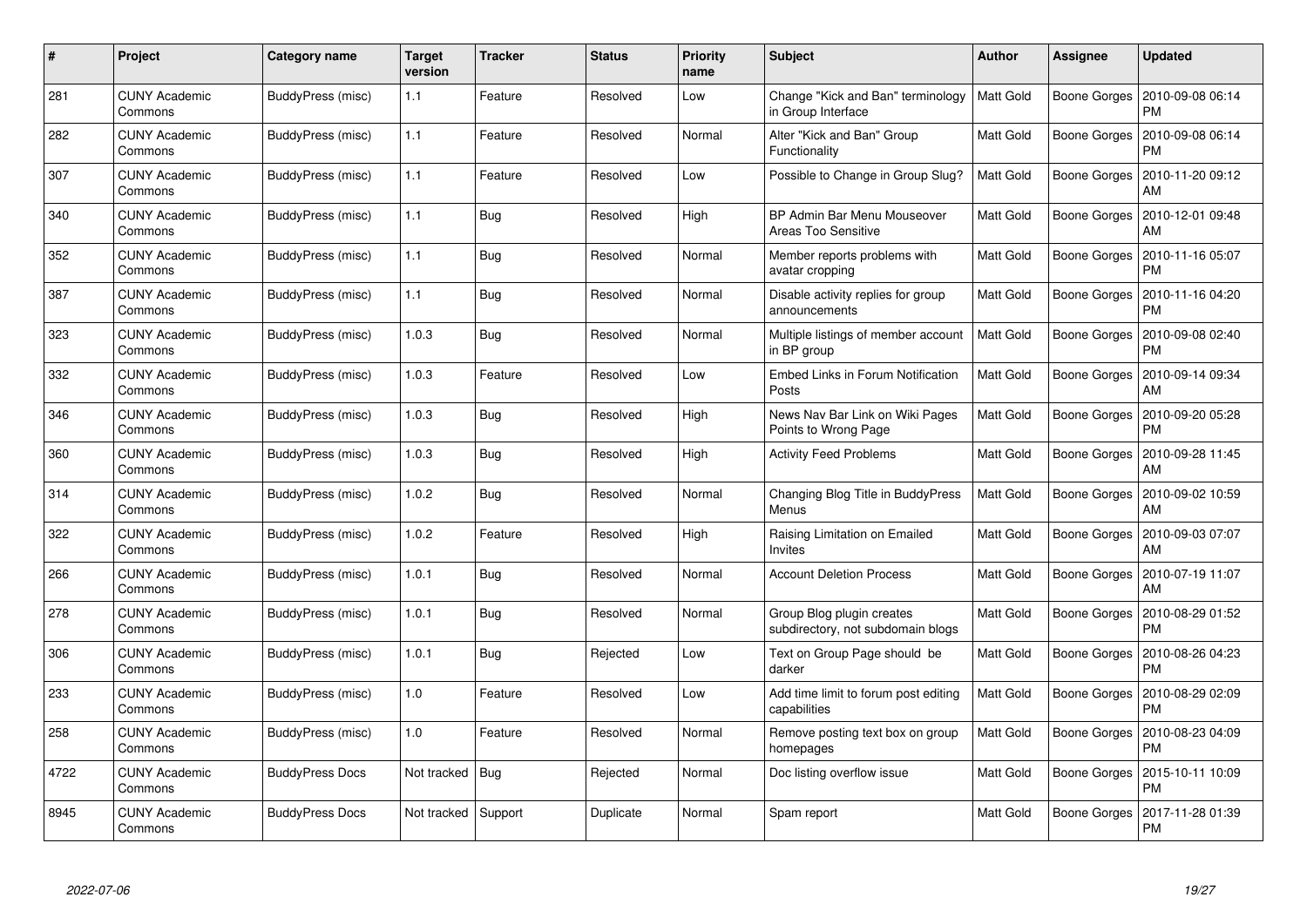| # | Project | Category name | Target version | Tracker | Status | Priority name | Subject | Author | Assignee | Updated |
|---|---|---|---|---|---|---|---|---|---|---|
| 281 | CUNY Academic Commons | BuddyPress (misc) | 1.1 | Feature | Resolved | Low | Change "Kick and Ban" terminology in Group Interface | Matt Gold | Boone Gorges | 2010-09-08 06:14 PM |
| 282 | CUNY Academic Commons | BuddyPress (misc) | 1.1 | Feature | Resolved | Normal | Alter "Kick and Ban" Group Functionality | Matt Gold | Boone Gorges | 2010-09-08 06:14 PM |
| 307 | CUNY Academic Commons | BuddyPress (misc) | 1.1 | Feature | Resolved | Low | Possible to Change in Group Slug? | Matt Gold | Boone Gorges | 2010-11-20 09:12 AM |
| 340 | CUNY Academic Commons | BuddyPress (misc) | 1.1 | Bug | Resolved | High | BP Admin Bar Menu Mouseover Areas Too Sensitive | Matt Gold | Boone Gorges | 2010-12-01 09:48 AM |
| 352 | CUNY Academic Commons | BuddyPress (misc) | 1.1 | Bug | Resolved | Normal | Member reports problems with avatar cropping | Matt Gold | Boone Gorges | 2010-11-16 05:07 PM |
| 387 | CUNY Academic Commons | BuddyPress (misc) | 1.1 | Bug | Resolved | Normal | Disable activity replies for group announcements | Matt Gold | Boone Gorges | 2010-11-16 04:20 PM |
| 323 | CUNY Academic Commons | BuddyPress (misc) | 1.0.3 | Bug | Resolved | Normal | Multiple listings of member account in BP group | Matt Gold | Boone Gorges | 2010-09-08 02:40 PM |
| 332 | CUNY Academic Commons | BuddyPress (misc) | 1.0.3 | Feature | Resolved | Low | Embed Links in Forum Notification Posts | Matt Gold | Boone Gorges | 2010-09-14 09:34 AM |
| 346 | CUNY Academic Commons | BuddyPress (misc) | 1.0.3 | Bug | Resolved | High | News Nav Bar Link on Wiki Pages Points to Wrong Page | Matt Gold | Boone Gorges | 2010-09-20 05:28 PM |
| 360 | CUNY Academic Commons | BuddyPress (misc) | 1.0.3 | Bug | Resolved | High | Activity Feed Problems | Matt Gold | Boone Gorges | 2010-09-28 11:45 AM |
| 314 | CUNY Academic Commons | BuddyPress (misc) | 1.0.2 | Bug | Resolved | Normal | Changing Blog Title in BuddyPress Menus | Matt Gold | Boone Gorges | 2010-09-02 10:59 AM |
| 322 | CUNY Academic Commons | BuddyPress (misc) | 1.0.2 | Feature | Resolved | High | Raising Limitation on Emailed Invites | Matt Gold | Boone Gorges | 2010-09-03 07:07 AM |
| 266 | CUNY Academic Commons | BuddyPress (misc) | 1.0.1 | Bug | Resolved | Normal | Account Deletion Process | Matt Gold | Boone Gorges | 2010-07-19 11:07 AM |
| 278 | CUNY Academic Commons | BuddyPress (misc) | 1.0.1 | Bug | Resolved | Normal | Group Blog plugin creates subdirectory, not subdomain blogs | Matt Gold | Boone Gorges | 2010-08-29 01:52 PM |
| 306 | CUNY Academic Commons | BuddyPress (misc) | 1.0.1 | Bug | Rejected | Low | Text on Group Page should be darker | Matt Gold | Boone Gorges | 2010-08-26 04:23 PM |
| 233 | CUNY Academic Commons | BuddyPress (misc) | 1.0 | Feature | Resolved | Low | Add time limit to forum post editing capabilities | Matt Gold | Boone Gorges | 2010-08-29 02:09 PM |
| 258 | CUNY Academic Commons | BuddyPress (misc) | 1.0 | Feature | Resolved | Normal | Remove posting text box on group homepages | Matt Gold | Boone Gorges | 2010-08-23 04:09 PM |
| 4722 | CUNY Academic Commons | BuddyPress Docs | Not tracked | Bug | Rejected | Normal | Doc listing overflow issue | Matt Gold | Boone Gorges | 2015-10-11 10:09 PM |
| 8945 | CUNY Academic Commons | BuddyPress Docs | Not tracked | Support | Duplicate | Normal | Spam report | Matt Gold | Boone Gorges | 2017-11-28 01:39 PM |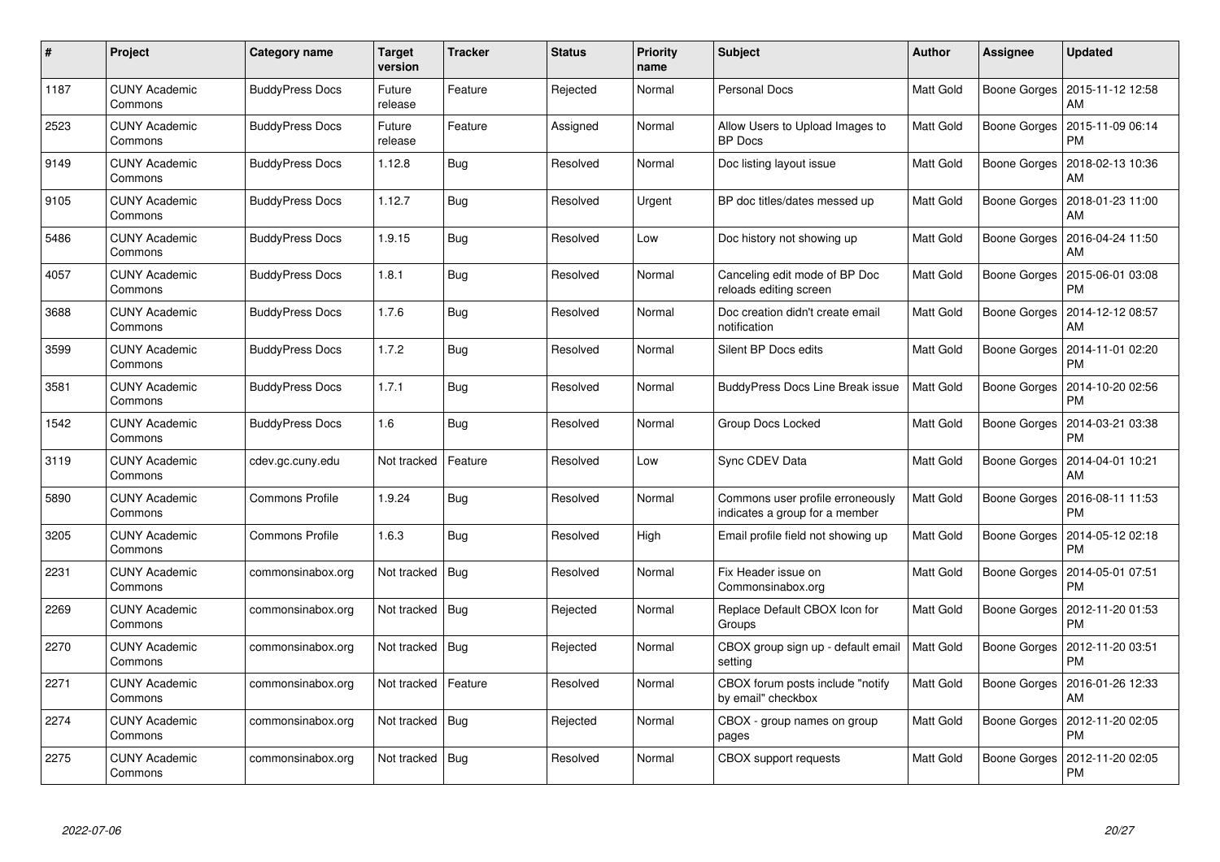| # | Project | Category name | Target version | Tracker | Status | Priority name | Subject | Author | Assignee | Updated |
|---|---|---|---|---|---|---|---|---|---|---|
| 1187 | CUNY Academic Commons | BuddyPress Docs | Future release | Feature | Rejected | Normal | Personal Docs | Matt Gold | Boone Gorges | 2015-11-12 12:58 AM |
| 2523 | CUNY Academic Commons | BuddyPress Docs | Future release | Feature | Assigned | Normal | Allow Users to Upload Images to BP Docs | Matt Gold | Boone Gorges | 2015-11-09 06:14 PM |
| 9149 | CUNY Academic Commons | BuddyPress Docs | 1.12.8 | Bug | Resolved | Normal | Doc listing layout issue | Matt Gold | Boone Gorges | 2018-02-13 10:36 AM |
| 9105 | CUNY Academic Commons | BuddyPress Docs | 1.12.7 | Bug | Resolved | Urgent | BP doc titles/dates messed up | Matt Gold | Boone Gorges | 2018-01-23 11:00 AM |
| 5486 | CUNY Academic Commons | BuddyPress Docs | 1.9.15 | Bug | Resolved | Low | Doc history not showing up | Matt Gold | Boone Gorges | 2016-04-24 11:50 AM |
| 4057 | CUNY Academic Commons | BuddyPress Docs | 1.8.1 | Bug | Resolved | Normal | Canceling edit mode of BP Doc reloads editing screen | Matt Gold | Boone Gorges | 2015-06-01 03:08 PM |
| 3688 | CUNY Academic Commons | BuddyPress Docs | 1.7.6 | Bug | Resolved | Normal | Doc creation didn't create email notification | Matt Gold | Boone Gorges | 2014-12-12 08:57 AM |
| 3599 | CUNY Academic Commons | BuddyPress Docs | 1.7.2 | Bug | Resolved | Normal | Silent BP Docs edits | Matt Gold | Boone Gorges | 2014-11-01 02:20 PM |
| 3581 | CUNY Academic Commons | BuddyPress Docs | 1.7.1 | Bug | Resolved | Normal | BuddyPress Docs Line Break issue | Matt Gold | Boone Gorges | 2014-10-20 02:56 PM |
| 1542 | CUNY Academic Commons | BuddyPress Docs | 1.6 | Bug | Resolved | Normal | Group Docs Locked | Matt Gold | Boone Gorges | 2014-03-21 03:38 PM |
| 3119 | CUNY Academic Commons | cdev.gc.cuny.edu | Not tracked | Feature | Resolved | Low | Sync CDEV Data | Matt Gold | Boone Gorges | 2014-04-01 10:21 AM |
| 5890 | CUNY Academic Commons | Commons Profile | 1.9.24 | Bug | Resolved | Normal | Commons user profile erroneously indicates a group for a member | Matt Gold | Boone Gorges | 2016-08-11 11:53 PM |
| 3205 | CUNY Academic Commons | Commons Profile | 1.6.3 | Bug | Resolved | High | Email profile field not showing up | Matt Gold | Boone Gorges | 2014-05-12 02:18 PM |
| 2231 | CUNY Academic Commons | commonsinabox.org | Not tracked | Bug | Resolved | Normal | Fix Header issue on Commonsinabox.org | Matt Gold | Boone Gorges | 2014-05-01 07:51 PM |
| 2269 | CUNY Academic Commons | commonsinabox.org | Not tracked | Bug | Rejected | Normal | Replace Default CBOX Icon for Groups | Matt Gold | Boone Gorges | 2012-11-20 01:53 PM |
| 2270 | CUNY Academic Commons | commonsinabox.org | Not tracked | Bug | Rejected | Normal | CBOX group sign up - default email setting | Matt Gold | Boone Gorges | 2012-11-20 03:51 PM |
| 2271 | CUNY Academic Commons | commonsinabox.org | Not tracked | Feature | Resolved | Normal | CBOX forum posts include "notify by email" checkbox | Matt Gold | Boone Gorges | 2016-01-26 12:33 AM |
| 2274 | CUNY Academic Commons | commonsinabox.org | Not tracked | Bug | Rejected | Normal | CBOX - group names on group pages | Matt Gold | Boone Gorges | 2012-11-20 02:05 PM |
| 2275 | CUNY Academic Commons | commonsinabox.org | Not tracked | Bug | Resolved | Normal | CBOX support requests | Matt Gold | Boone Gorges | 2012-11-20 02:05 PM |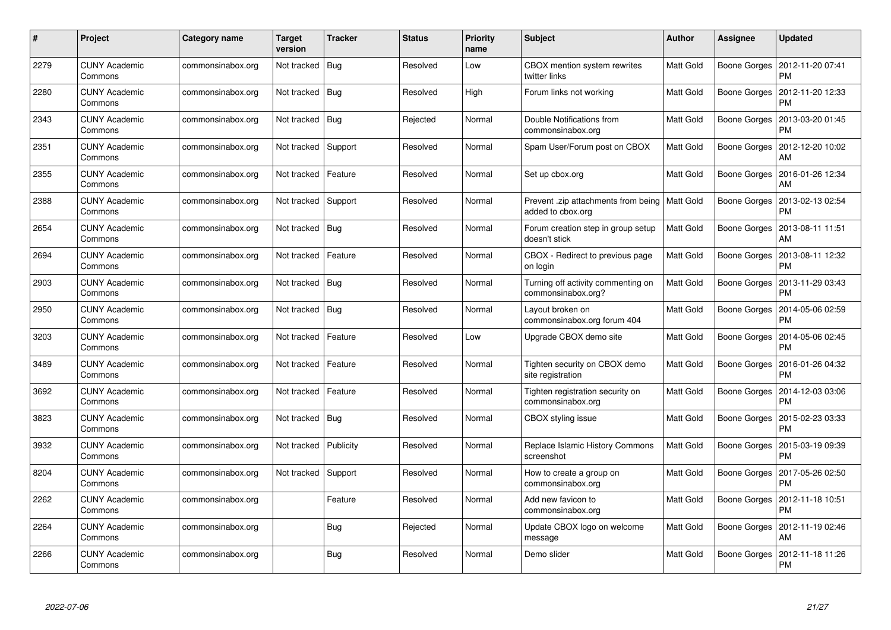| # | Project | Category name | Target version | Tracker | Status | Priority name | Subject | Author | Assignee | Updated |
|---|---|---|---|---|---|---|---|---|---|---|
| 2279 | CUNY Academic Commons | commonsinabox.org | Not tracked | Bug | Resolved | Low | CBOX mention system rewrites twitter links | Matt Gold | Boone Gorges | 2012-11-20 07:41 PM |
| 2280 | CUNY Academic Commons | commonsinabox.org | Not tracked | Bug | Resolved | High | Forum links not working | Matt Gold | Boone Gorges | 2012-11-20 12:33 PM |
| 2343 | CUNY Academic Commons | commonsinabox.org | Not tracked | Bug | Rejected | Normal | Double Notifications from commonsinabox.org | Matt Gold | Boone Gorges | 2013-03-20 01:45 PM |
| 2351 | CUNY Academic Commons | commonsinabox.org | Not tracked | Support | Resolved | Normal | Spam User/Forum post on CBOX | Matt Gold | Boone Gorges | 2012-12-20 10:02 AM |
| 2355 | CUNY Academic Commons | commonsinabox.org | Not tracked | Feature | Resolved | Normal | Set up cbox.org | Matt Gold | Boone Gorges | 2016-01-26 12:34 AM |
| 2388 | CUNY Academic Commons | commonsinabox.org | Not tracked | Support | Resolved | Normal | Prevent .zip attachments from being added to cbox.org | Matt Gold | Boone Gorges | 2013-02-13 02:54 PM |
| 2654 | CUNY Academic Commons | commonsinabox.org | Not tracked | Bug | Resolved | Normal | Forum creation step in group setup doesn't stick | Matt Gold | Boone Gorges | 2013-08-11 11:51 AM |
| 2694 | CUNY Academic Commons | commonsinabox.org | Not tracked | Feature | Resolved | Normal | CBOX - Redirect to previous page on login | Matt Gold | Boone Gorges | 2013-08-11 12:32 PM |
| 2903 | CUNY Academic Commons | commonsinabox.org | Not tracked | Bug | Resolved | Normal | Turning off activity commenting on commonsinabox.org? | Matt Gold | Boone Gorges | 2013-11-29 03:43 PM |
| 2950 | CUNY Academic Commons | commonsinabox.org | Not tracked | Bug | Resolved | Normal | Layout broken on commonsinabox.org forum 404 | Matt Gold | Boone Gorges | 2014-05-06 02:59 PM |
| 3203 | CUNY Academic Commons | commonsinabox.org | Not tracked | Feature | Resolved | Low | Upgrade CBOX demo site | Matt Gold | Boone Gorges | 2014-05-06 02:45 PM |
| 3489 | CUNY Academic Commons | commonsinabox.org | Not tracked | Feature | Resolved | Normal | Tighten security on CBOX demo site registration | Matt Gold | Boone Gorges | 2016-01-26 04:32 PM |
| 3692 | CUNY Academic Commons | commonsinabox.org | Not tracked | Feature | Resolved | Normal | Tighten registration security on commonsinabox.org | Matt Gold | Boone Gorges | 2014-12-03 03:06 PM |
| 3823 | CUNY Academic Commons | commonsinabox.org | Not tracked | Bug | Resolved | Normal | CBOX styling issue | Matt Gold | Boone Gorges | 2015-02-23 03:33 PM |
| 3932 | CUNY Academic Commons | commonsinabox.org | Not tracked | Publicity | Resolved | Normal | Replace Islamic History Commons screenshot | Matt Gold | Boone Gorges | 2015-03-19 09:39 PM |
| 8204 | CUNY Academic Commons | commonsinabox.org | Not tracked | Support | Resolved | Normal | How to create a group on commonsinabox.org | Matt Gold | Boone Gorges | 2017-05-26 02:50 PM |
| 2262 | CUNY Academic Commons | commonsinabox.org | | Feature | Resolved | Normal | Add new favicon to commonsinabox.org | Matt Gold | Boone Gorges | 2012-11-18 10:51 PM |
| 2264 | CUNY Academic Commons | commonsinabox.org | | Bug | Rejected | Normal | Update CBOX logo on welcome message | Matt Gold | Boone Gorges | 2012-11-19 02:46 AM |
| 2266 | CUNY Academic Commons | commonsinabox.org | | Bug | Resolved | Normal | Demo slider | Matt Gold | Boone Gorges | 2012-11-18 11:26 PM |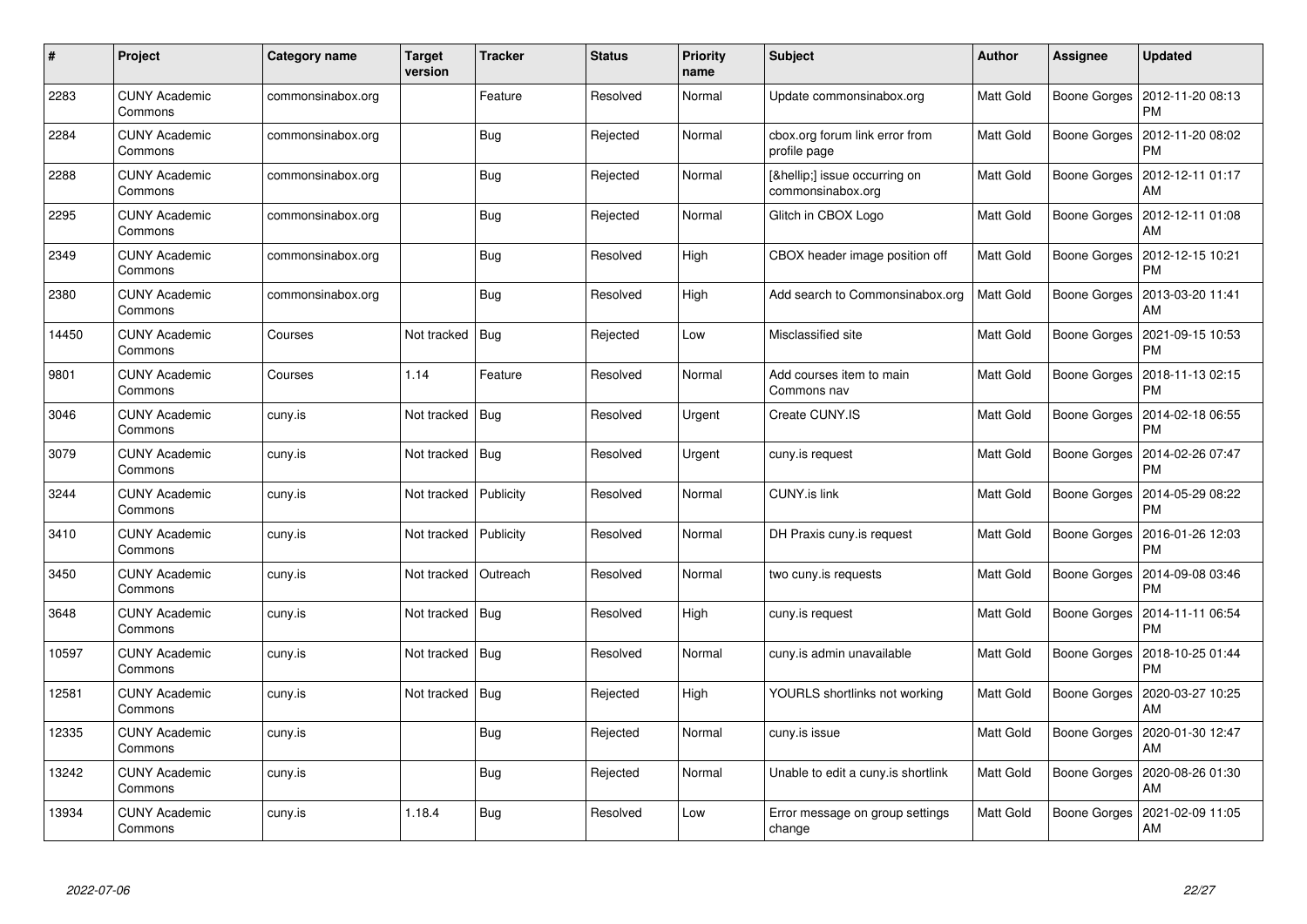| # | Project | Category name | Target version | Tracker | Status | Priority name | Subject | Author | Assignee | Updated |
|---|---|---|---|---|---|---|---|---|---|---|
| 2283 | CUNY Academic Commons | commonsinabox.org | | Feature | Resolved | Normal | Update commonsinabox.org | Matt Gold | Boone Gorges | 2012-11-20 08:13 PM |
| 2284 | CUNY Academic Commons | commonsinabox.org | | Bug | Rejected | Normal | cbox.org forum link error from profile page | Matt Gold | Boone Gorges | 2012-11-20 08:02 PM |
| 2288 | CUNY Academic Commons | commonsinabox.org | | Bug | Rejected | Normal | [&hellip;] issue occurring on commonsinabox.org | Matt Gold | Boone Gorges | 2012-12-11 01:17 AM |
| 2295 | CUNY Academic Commons | commonsinabox.org | | Bug | Rejected | Normal | Glitch in CBOX Logo | Matt Gold | Boone Gorges | 2012-12-11 01:08 AM |
| 2349 | CUNY Academic Commons | commonsinabox.org | | Bug | Resolved | High | CBOX header image position off | Matt Gold | Boone Gorges | 2012-12-15 10:21 PM |
| 2380 | CUNY Academic Commons | commonsinabox.org | | Bug | Resolved | High | Add search to Commonsinabox.org | Matt Gold | Boone Gorges | 2013-03-20 11:41 AM |
| 14450 | CUNY Academic Commons | Courses | Not tracked | Bug | Rejected | Low | Misclassified site | Matt Gold | Boone Gorges | 2021-09-15 10:53 PM |
| 9801 | CUNY Academic Commons | Courses | 1.14 | Feature | Resolved | Normal | Add courses item to main Commons nav | Matt Gold | Boone Gorges | 2018-11-13 02:15 PM |
| 3046 | CUNY Academic Commons | cuny.is | Not tracked | Bug | Resolved | Urgent | Create CUNY.IS | Matt Gold | Boone Gorges | 2014-02-18 06:55 PM |
| 3079 | CUNY Academic Commons | cuny.is | Not tracked | Bug | Resolved | Urgent | cuny.is request | Matt Gold | Boone Gorges | 2014-02-26 07:47 PM |
| 3244 | CUNY Academic Commons | cuny.is | Not tracked | Publicity | Resolved | Normal | CUNY.is link | Matt Gold | Boone Gorges | 2014-05-29 08:22 PM |
| 3410 | CUNY Academic Commons | cuny.is | Not tracked | Publicity | Resolved | Normal | DH Praxis cuny.is request | Matt Gold | Boone Gorges | 2016-01-26 12:03 PM |
| 3450 | CUNY Academic Commons | cuny.is | Not tracked | Outreach | Resolved | Normal | two cuny.is requests | Matt Gold | Boone Gorges | 2014-09-08 03:46 PM |
| 3648 | CUNY Academic Commons | cuny.is | Not tracked | Bug | Resolved | High | cuny.is request | Matt Gold | Boone Gorges | 2014-11-11 06:54 PM |
| 10597 | CUNY Academic Commons | cuny.is | Not tracked | Bug | Resolved | Normal | cuny.is admin unavailable | Matt Gold | Boone Gorges | 2018-10-25 01:44 PM |
| 12581 | CUNY Academic Commons | cuny.is | Not tracked | Bug | Rejected | High | YOURLS shortlinks not working | Matt Gold | Boone Gorges | 2020-03-27 10:25 AM |
| 12335 | CUNY Academic Commons | cuny.is | | Bug | Rejected | Normal | cuny.is issue | Matt Gold | Boone Gorges | 2020-01-30 12:47 AM |
| 13242 | CUNY Academic Commons | cuny.is | | Bug | Rejected | Normal | Unable to edit a cuny.is shortlink | Matt Gold | Boone Gorges | 2020-08-26 01:30 AM |
| 13934 | CUNY Academic Commons | cuny.is | 1.18.4 | Bug | Resolved | Low | Error message on group settings change | Matt Gold | Boone Gorges | 2021-02-09 11:05 AM |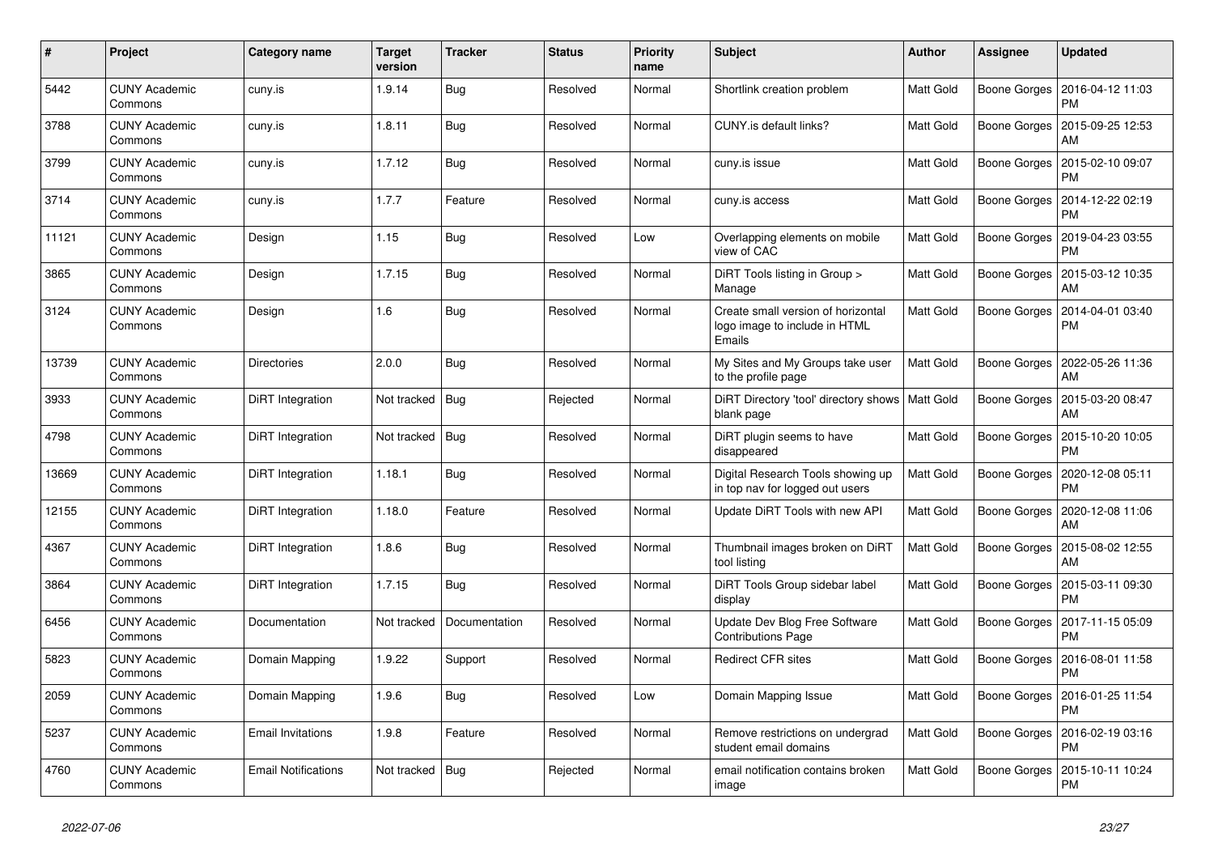| # | Project | Category name | Target version | Tracker | Status | Priority name | Subject | Author | Assignee | Updated |
|---|---|---|---|---|---|---|---|---|---|---|
| 5442 | CUNY Academic Commons | cuny.is | 1.9.14 | Bug | Resolved | Normal | Shortlink creation problem | Matt Gold | Boone Gorges | 2016-04-12 11:03 PM |
| 3788 | CUNY Academic Commons | cuny.is | 1.8.11 | Bug | Resolved | Normal | CUNY.is default links? | Matt Gold | Boone Gorges | 2015-09-25 12:53 AM |
| 3799 | CUNY Academic Commons | cuny.is | 1.7.12 | Bug | Resolved | Normal | cuny.is issue | Matt Gold | Boone Gorges | 2015-02-10 09:07 PM |
| 3714 | CUNY Academic Commons | cuny.is | 1.7.7 | Feature | Resolved | Normal | cuny.is access | Matt Gold | Boone Gorges | 2014-12-22 02:19 PM |
| 11121 | CUNY Academic Commons | Design | 1.15 | Bug | Resolved | Low | Overlapping elements on mobile view of CAC | Matt Gold | Boone Gorges | 2019-04-23 03:55 PM |
| 3865 | CUNY Academic Commons | Design | 1.7.15 | Bug | Resolved | Normal | DiRT Tools listing in Group > Manage | Matt Gold | Boone Gorges | 2015-03-12 10:35 AM |
| 3124 | CUNY Academic Commons | Design | 1.6 | Bug | Resolved | Normal | Create small version of horizontal logo image to include in HTML Emails | Matt Gold | Boone Gorges | 2014-04-01 03:40 PM |
| 13739 | CUNY Academic Commons | Directories | 2.0.0 | Bug | Resolved | Normal | My Sites and My Groups take user to the profile page | Matt Gold | Boone Gorges | 2022-05-26 11:36 AM |
| 3933 | CUNY Academic Commons | DiRT Integration | Not tracked | Bug | Rejected | Normal | DiRT Directory 'tool' directory shows blank page | Matt Gold | Boone Gorges | 2015-03-20 08:47 AM |
| 4798 | CUNY Academic Commons | DiRT Integration | Not tracked | Bug | Resolved | Normal | DiRT plugin seems to have disappeared | Matt Gold | Boone Gorges | 2015-10-20 10:05 PM |
| 13669 | CUNY Academic Commons | DiRT Integration | 1.18.1 | Bug | Resolved | Normal | Digital Research Tools showing up in top nav for logged out users | Matt Gold | Boone Gorges | 2020-12-08 05:11 PM |
| 12155 | CUNY Academic Commons | DiRT Integration | 1.18.0 | Feature | Resolved | Normal | Update DiRT Tools with new API | Matt Gold | Boone Gorges | 2020-12-08 11:06 AM |
| 4367 | CUNY Academic Commons | DiRT Integration | 1.8.6 | Bug | Resolved | Normal | Thumbnail images broken on DiRT tool listing | Matt Gold | Boone Gorges | 2015-08-02 12:55 AM |
| 3864 | CUNY Academic Commons | DiRT Integration | 1.7.15 | Bug | Resolved | Normal | DiRT Tools Group sidebar label display | Matt Gold | Boone Gorges | 2015-03-11 09:30 PM |
| 6456 | CUNY Academic Commons | Documentation | Not tracked | Documentation | Resolved | Normal | Update Dev Blog Free Software Contributions Page | Matt Gold | Boone Gorges | 2017-11-15 05:09 PM |
| 5823 | CUNY Academic Commons | Domain Mapping | 1.9.22 | Support | Resolved | Normal | Redirect CFR sites | Matt Gold | Boone Gorges | 2016-08-01 11:58 PM |
| 2059 | CUNY Academic Commons | Domain Mapping | 1.9.6 | Bug | Resolved | Low | Domain Mapping Issue | Matt Gold | Boone Gorges | 2016-01-25 11:54 PM |
| 5237 | CUNY Academic Commons | Email Invitations | 1.9.8 | Feature | Resolved | Normal | Remove restrictions on undergrad student email domains | Matt Gold | Boone Gorges | 2016-02-19 03:16 PM |
| 4760 | CUNY Academic Commons | Email Notifications | Not tracked | Bug | Rejected | Normal | email notification contains broken image | Matt Gold | Boone Gorges | 2015-10-11 10:24 PM |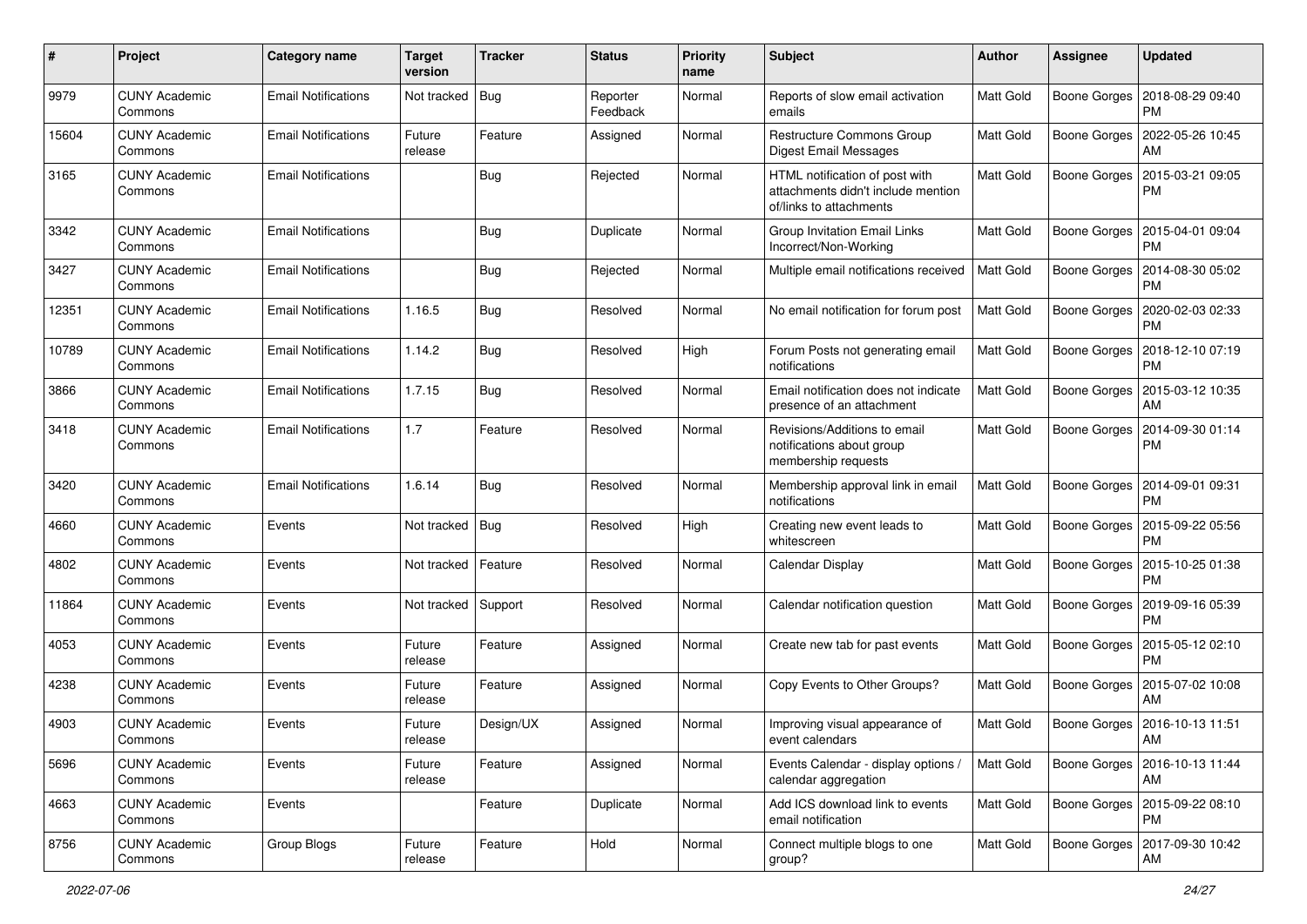| # | Project | Category name | Target version | Tracker | Status | Priority name | Subject | Author | Assignee | Updated |
|---|---|---|---|---|---|---|---|---|---|---|
| 9979 | CUNY Academic Commons | Email Notifications | Not tracked | Bug | Reporter Feedback | Normal | Reports of slow email activation emails | Matt Gold | Boone Gorges | 2018-08-29 09:40 PM |
| 15604 | CUNY Academic Commons | Email Notifications | Future release | Feature | Assigned | Normal | Restructure Commons Group Digest Email Messages | Matt Gold | Boone Gorges | 2022-05-26 10:45 AM |
| 3165 | CUNY Academic Commons | Email Notifications | | Bug | Rejected | Normal | HTML notification of post with attachments didn't include mention of/links to attachments | Matt Gold | Boone Gorges | 2015-03-21 09:05 PM |
| 3342 | CUNY Academic Commons | Email Notifications | | Bug | Duplicate | Normal | Group Invitation Email Links Incorrect/Non-Working | Matt Gold | Boone Gorges | 2015-04-01 09:04 PM |
| 3427 | CUNY Academic Commons | Email Notifications | | Bug | Rejected | Normal | Multiple email notifications received | Matt Gold | Boone Gorges | 2014-08-30 05:02 PM |
| 12351 | CUNY Academic Commons | Email Notifications | 1.16.5 | Bug | Resolved | Normal | No email notification for forum post | Matt Gold | Boone Gorges | 2020-02-03 02:33 PM |
| 10789 | CUNY Academic Commons | Email Notifications | 1.14.2 | Bug | Resolved | High | Forum Posts not generating email notifications | Matt Gold | Boone Gorges | 2018-12-10 07:19 PM |
| 3866 | CUNY Academic Commons | Email Notifications | 1.7.15 | Bug | Resolved | Normal | Email notification does not indicate presence of an attachment | Matt Gold | Boone Gorges | 2015-03-12 10:35 AM |
| 3418 | CUNY Academic Commons | Email Notifications | 1.7 | Feature | Resolved | Normal | Revisions/Additions to email notifications about group membership requests | Matt Gold | Boone Gorges | 2014-09-30 01:14 PM |
| 3420 | CUNY Academic Commons | Email Notifications | 1.6.14 | Bug | Resolved | Normal | Membership approval link in email notifications | Matt Gold | Boone Gorges | 2014-09-01 09:31 PM |
| 4660 | CUNY Academic Commons | Events | Not tracked | Bug | Resolved | High | Creating new event leads to whitescreen | Matt Gold | Boone Gorges | 2015-09-22 05:56 PM |
| 4802 | CUNY Academic Commons | Events | Not tracked | Feature | Resolved | Normal | Calendar Display | Matt Gold | Boone Gorges | 2015-10-25 01:38 PM |
| 11864 | CUNY Academic Commons | Events | Not tracked | Support | Resolved | Normal | Calendar notification question | Matt Gold | Boone Gorges | 2019-09-16 05:39 PM |
| 4053 | CUNY Academic Commons | Events | Future release | Feature | Assigned | Normal | Create new tab for past events | Matt Gold | Boone Gorges | 2015-05-12 02:10 PM |
| 4238 | CUNY Academic Commons | Events | Future release | Feature | Assigned | Normal | Copy Events to Other Groups? | Matt Gold | Boone Gorges | 2015-07-02 10:08 AM |
| 4903 | CUNY Academic Commons | Events | Future release | Design/UX | Assigned | Normal | Improving visual appearance of event calendars | Matt Gold | Boone Gorges | 2016-10-13 11:51 AM |
| 5696 | CUNY Academic Commons | Events | Future release | Feature | Assigned | Normal | Events Calendar - display options / calendar aggregation | Matt Gold | Boone Gorges | 2016-10-13 11:44 AM |
| 4663 | CUNY Academic Commons | Events | | Feature | Duplicate | Normal | Add ICS download link to events email notification | Matt Gold | Boone Gorges | 2015-09-22 08:10 PM |
| 8756 | CUNY Academic Commons | Group Blogs | Future release | Feature | Hold | Normal | Connect multiple blogs to one group? | Matt Gold | Boone Gorges | 2017-09-30 10:42 AM |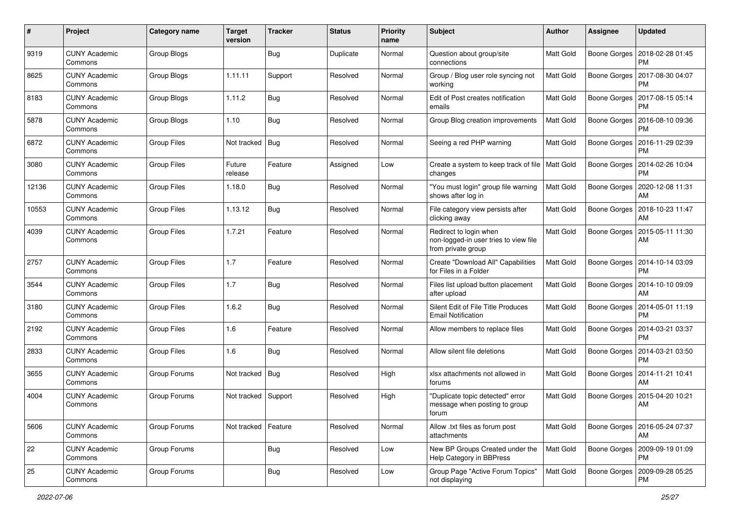| # | Project | Category name | Target version | Tracker | Status | Priority name | Subject | Author | Assignee | Updated |
| --- | --- | --- | --- | --- | --- | --- | --- | --- | --- | --- |
| 9319 | CUNY Academic Commons | Group Blogs | | Bug | Duplicate | Normal | Question about group/site connections | Matt Gold | Boone Gorges | 2018-02-28 01:45 PM |
| 8625 | CUNY Academic Commons | Group Blogs | 1.11.11 | Support | Resolved | Normal | Group / Blog user role syncing not working | Matt Gold | Boone Gorges | 2017-08-30 04:07 PM |
| 8183 | CUNY Academic Commons | Group Blogs | 1.11.2 | Bug | Resolved | Normal | Edit of Post creates notification emails | Matt Gold | Boone Gorges | 2017-08-15 05:14 PM |
| 5878 | CUNY Academic Commons | Group Blogs | 1.10 | Bug | Resolved | Normal | Group Blog creation improvements | Matt Gold | Boone Gorges | 2016-08-10 09:36 PM |
| 6872 | CUNY Academic Commons | Group Files | Not tracked | Bug | Resolved | Normal | Seeing a red PHP warning | Matt Gold | Boone Gorges | 2016-11-29 02:39 PM |
| 3080 | CUNY Academic Commons | Group Files | Future release | Feature | Assigned | Low | Create a system to keep track of file changes | Matt Gold | Boone Gorges | 2014-02-26 10:04 PM |
| 12136 | CUNY Academic Commons | Group Files | 1.18.0 | Bug | Resolved | Normal | "You must login" group file warning shows after log in | Matt Gold | Boone Gorges | 2020-12-08 11:31 AM |
| 10553 | CUNY Academic Commons | Group Files | 1.13.12 | Bug | Resolved | Normal | File category view persists after clicking away | Matt Gold | Boone Gorges | 2018-10-23 11:47 AM |
| 4039 | CUNY Academic Commons | Group Files | 1.7.21 | Feature | Resolved | Normal | Redirect to login when non-logged-in user tries to view file from private group | Matt Gold | Boone Gorges | 2015-05-11 11:30 AM |
| 2757 | CUNY Academic Commons | Group Files | 1.7 | Feature | Resolved | Normal | Create "Download All" Capabilities for Files in a Folder | Matt Gold | Boone Gorges | 2014-10-14 03:09 PM |
| 3544 | CUNY Academic Commons | Group Files | 1.7 | Bug | Resolved | Normal | Files list upload button placement after upload | Matt Gold | Boone Gorges | 2014-10-10 09:09 AM |
| 3180 | CUNY Academic Commons | Group Files | 1.6.2 | Bug | Resolved | Normal | Silent Edit of File Title Produces Email Notification | Matt Gold | Boone Gorges | 2014-05-01 11:19 PM |
| 2192 | CUNY Academic Commons | Group Files | 1.6 | Feature | Resolved | Normal | Allow members to replace files | Matt Gold | Boone Gorges | 2014-03-21 03:37 PM |
| 2833 | CUNY Academic Commons | Group Files | 1.6 | Bug | Resolved | Normal | Allow silent file deletions | Matt Gold | Boone Gorges | 2014-03-21 03:50 PM |
| 3655 | CUNY Academic Commons | Group Forums | Not tracked | Bug | Resolved | High | xlsx attachments not allowed in forums | Matt Gold | Boone Gorges | 2014-11-21 10:41 AM |
| 4004 | CUNY Academic Commons | Group Forums | Not tracked | Support | Resolved | High | "Duplicate topic detected" error message when posting to group forum | Matt Gold | Boone Gorges | 2015-04-20 10:21 AM |
| 5606 | CUNY Academic Commons | Group Forums | Not tracked | Feature | Resolved | Normal | Allow .txt files as forum post attachments | Matt Gold | Boone Gorges | 2016-05-24 07:37 AM |
| 22 | CUNY Academic Commons | Group Forums | | Bug | Resolved | Low | New BP Groups Created under the Help Category in BBPress | Matt Gold | Boone Gorges | 2009-09-19 01:09 PM |
| 25 | CUNY Academic Commons | Group Forums | | Bug | Resolved | Low | Group Page "Active Forum Topics" not displaying | Matt Gold | Boone Gorges | 2009-09-28 05:25 PM |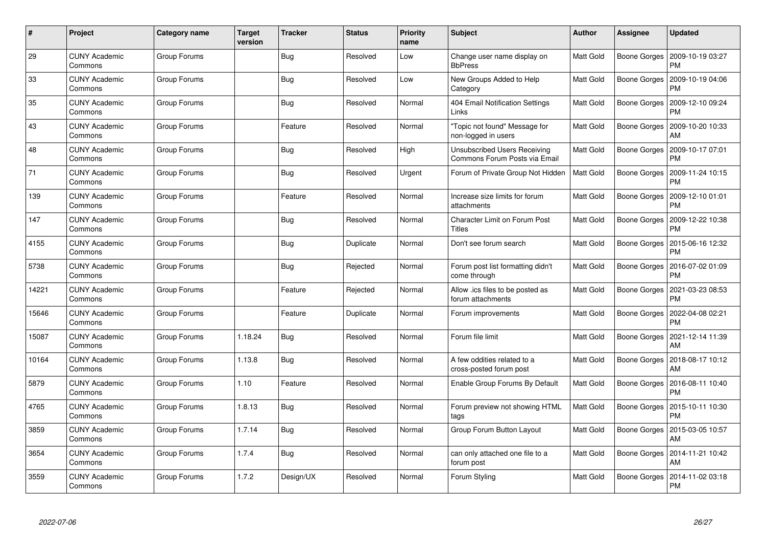| # | Project | Category name | Target version | Tracker | Status | Priority name | Subject | Author | Assignee | Updated |
|---|---|---|---|---|---|---|---|---|---|---|
| 29 | CUNY Academic Commons | Group Forums | | Bug | Resolved | Low | Change user name display on BbPress | Matt Gold | Boone Gorges | 2009-10-19 03:27 PM |
| 33 | CUNY Academic Commons | Group Forums | | Bug | Resolved | Low | New Groups Added to Help Category | Matt Gold | Boone Gorges | 2009-10-19 04:06 PM |
| 35 | CUNY Academic Commons | Group Forums | | Bug | Resolved | Normal | 404 Email Notification Settings Links | Matt Gold | Boone Gorges | 2009-12-10 09:24 PM |
| 43 | CUNY Academic Commons | Group Forums | | Feature | Resolved | Normal | "Topic not found" Message for non-logged in users | Matt Gold | Boone Gorges | 2009-10-20 10:33 AM |
| 48 | CUNY Academic Commons | Group Forums | | Bug | Resolved | High | Unsubscribed Users Receiving Commons Forum Posts via Email | Matt Gold | Boone Gorges | 2009-10-17 07:01 PM |
| 71 | CUNY Academic Commons | Group Forums | | Bug | Resolved | Urgent | Forum of Private Group Not Hidden | Matt Gold | Boone Gorges | 2009-11-24 10:15 PM |
| 139 | CUNY Academic Commons | Group Forums | | Feature | Resolved | Normal | Increase size limits for forum attachments | Matt Gold | Boone Gorges | 2009-12-10 01:01 PM |
| 147 | CUNY Academic Commons | Group Forums | | Bug | Resolved | Normal | Character Limit on Forum Post Titles | Matt Gold | Boone Gorges | 2009-12-22 10:38 PM |
| 4155 | CUNY Academic Commons | Group Forums | | Bug | Duplicate | Normal | Don't see forum search | Matt Gold | Boone Gorges | 2015-06-16 12:32 PM |
| 5738 | CUNY Academic Commons | Group Forums | | Bug | Rejected | Normal | Forum post list formatting didn't come through | Matt Gold | Boone Gorges | 2016-07-02 01:09 PM |
| 14221 | CUNY Academic Commons | Group Forums | | Feature | Rejected | Normal | Allow .ics files to be posted as forum attachments | Matt Gold | Boone Gorges | 2021-03-23 08:53 PM |
| 15646 | CUNY Academic Commons | Group Forums | | Feature | Duplicate | Normal | Forum improvements | Matt Gold | Boone Gorges | 2022-04-08 02:21 PM |
| 15087 | CUNY Academic Commons | Group Forums | 1.18.24 | Bug | Resolved | Normal | Forum file limit | Matt Gold | Boone Gorges | 2021-12-14 11:39 AM |
| 10164 | CUNY Academic Commons | Group Forums | 1.13.8 | Bug | Resolved | Normal | A few oddities related to a cross-posted forum post | Matt Gold | Boone Gorges | 2018-08-17 10:12 AM |
| 5879 | CUNY Academic Commons | Group Forums | 1.10 | Feature | Resolved | Normal | Enable Group Forums By Default | Matt Gold | Boone Gorges | 2016-08-11 10:40 PM |
| 4765 | CUNY Academic Commons | Group Forums | 1.8.13 | Bug | Resolved | Normal | Forum preview not showing HTML tags | Matt Gold | Boone Gorges | 2015-10-11 10:30 PM |
| 3859 | CUNY Academic Commons | Group Forums | 1.7.14 | Bug | Resolved | Normal | Group Forum Button Layout | Matt Gold | Boone Gorges | 2015-03-05 10:57 AM |
| 3654 | CUNY Academic Commons | Group Forums | 1.7.4 | Bug | Resolved | Normal | can only attached one file to a forum post | Matt Gold | Boone Gorges | 2014-11-21 10:42 AM |
| 3559 | CUNY Academic Commons | Group Forums | 1.7.2 | Design/UX | Resolved | Normal | Forum Styling | Matt Gold | Boone Gorges | 2014-11-02 03:18 PM |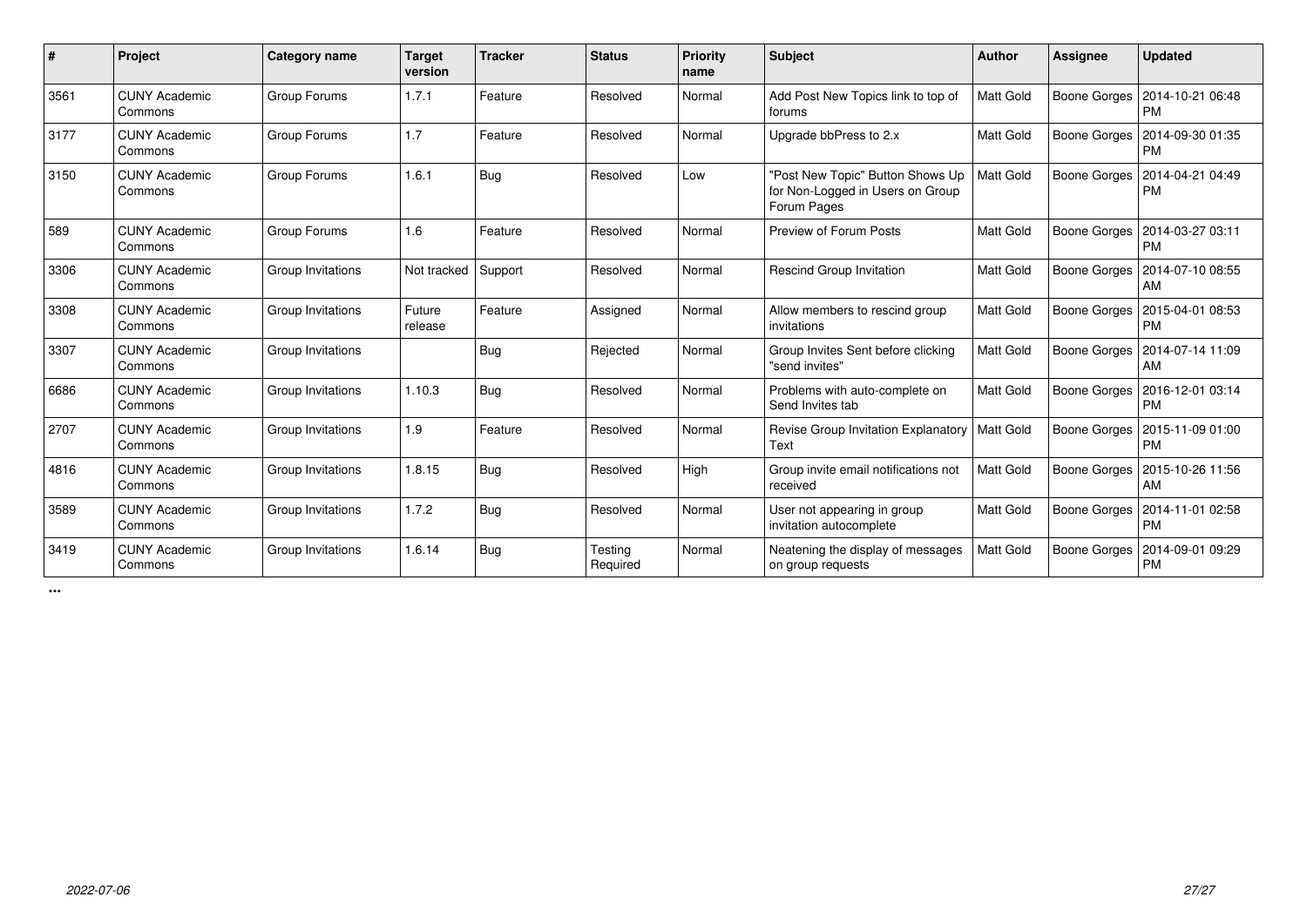| # | Project | Category name | Target version | Tracker | Status | Priority name | Subject | Author | Assignee | Updated |
|---|---|---|---|---|---|---|---|---|---|---|
| 3561 | CUNY Academic Commons | Group Forums | 1.7.1 | Feature | Resolved | Normal | Add Post New Topics link to top of forums | Matt Gold | Boone Gorges | 2014-10-21 06:48 PM |
| 3177 | CUNY Academic Commons | Group Forums | 1.7 | Feature | Resolved | Normal | Upgrade bbPress to 2.x | Matt Gold | Boone Gorges | 2014-09-30 01:35 PM |
| 3150 | CUNY Academic Commons | Group Forums | 1.6.1 | Bug | Resolved | Low | "Post New Topic" Button Shows Up for Non-Logged in Users on Group Forum Pages | Matt Gold | Boone Gorges | 2014-04-21 04:49 PM |
| 589 | CUNY Academic Commons | Group Forums | 1.6 | Feature | Resolved | Normal | Preview of Forum Posts | Matt Gold | Boone Gorges | 2014-03-27 03:11 PM |
| 3306 | CUNY Academic Commons | Group Invitations | Not tracked | Support | Resolved | Normal | Rescind Group Invitation | Matt Gold | Boone Gorges | 2014-07-10 08:55 AM |
| 3308 | CUNY Academic Commons | Group Invitations | Future release | Feature | Assigned | Normal | Allow members to rescind group invitations | Matt Gold | Boone Gorges | 2015-04-01 08:53 PM |
| 3307 | CUNY Academic Commons | Group Invitations | | Bug | Rejected | Normal | Group Invites Sent before clicking "send invites" | Matt Gold | Boone Gorges | 2014-07-14 11:09 AM |
| 6686 | CUNY Academic Commons | Group Invitations | 1.10.3 | Bug | Resolved | Normal | Problems with auto-complete on Send Invites tab | Matt Gold | Boone Gorges | 2016-12-01 03:14 PM |
| 2707 | CUNY Academic Commons | Group Invitations | 1.9 | Feature | Resolved | Normal | Revise Group Invitation Explanatory Text | Matt Gold | Boone Gorges | 2015-11-09 01:00 PM |
| 4816 | CUNY Academic Commons | Group Invitations | 1.8.15 | Bug | Resolved | High | Group invite email notifications not received | Matt Gold | Boone Gorges | 2015-10-26 11:56 AM |
| 3589 | CUNY Academic Commons | Group Invitations | 1.7.2 | Bug | Resolved | Normal | User not appearing in group invitation autocomplete | Matt Gold | Boone Gorges | 2014-11-01 02:58 PM |
| 3419 | CUNY Academic Commons | Group Invitations | 1.6.14 | Bug | Testing Required | Normal | Neatening the display of messages on group requests | Matt Gold | Boone Gorges | 2014-09-01 09:29 PM |

...